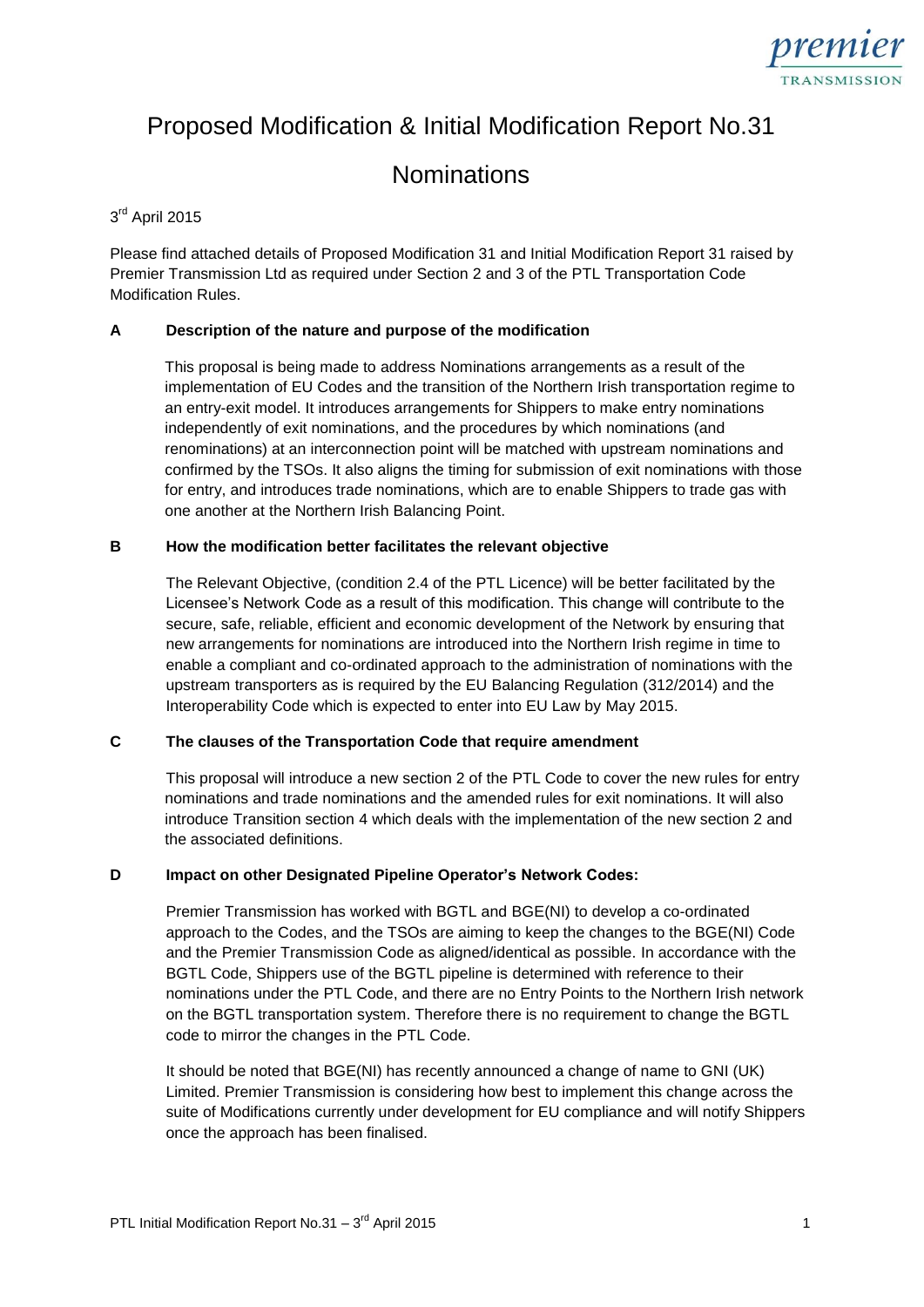# Proposed Modification & Initial Modification Report No.31

# Nominations

3rd April 2015

Please find attached details of Proposed Modification 31 and Initial Modification Report 31 raised by Premier Transmission Ltd as required under Section 2 and 3 of the PTL Transportation Code Modification Rules.

### A Description of the nature and purpose of the modification

This proposal is being made to address Nominations arrangements as a result of the implementation of EU Codes and the transition of the Northern Irish transportation regime to an entry-exit model. It introduces arrangements for Shippers to make entry nominations independently of exit nominations, and the procedures by which nominations (and renominations) at an interconnection point will be matched with upstream nominations and confirmed by the TSOs. It also aligns the timing for submission of exit nominations with those for entry, and introduces trade nominations, which are to enable Shippers to trade gas with one another at the Northern Irish Balancing Point.

### B How the modification better facilitates the relevant objective

The Relevant Objective, (condition 2.4 of the PTL Licence) will be better facilitated by the Licensee's Network Code as a result of this modification. This change will contribute to the secure, safe, reliable, efficient and economic development of the Network by ensuring that new arrangements for nominations are introduced into the Northern Irish regime in time to enable a compliant and co-ordinated approach to the administration of nominations with the upstream transporters as is required by the EU Balancing Regulation (312/2014) and the Interoperability Code which is expected to enter into EU Law by May 2015.

### C The clauses of the Transportation Code that require amendment

This proposal will introduce a new section 2 of the PTL Code to cover the new rules for entry nominations and trade nominations and the amended rules for exit nominations. It will also introduce Transition section 4 which deals with the implementation of the new section 2 and the associated definitions.

### D Impact on other Designated Pipeline Operator's Network Codes:

Premier Transmission has worked with BGTL and BGE(NI) to develop a co-ordinated approach to the Codes, and the TSOs are aiming to keep the changes to the BGE(NI) Code and the Premier Transmission Code as aligned/identical as possible. In accordance with the BGTL Code, Shippers use of the BGTL pipeline is determined with reference to their nominations under the PTL Code, and there are no Entry Points to the Northern Irish network on the BGTL transportation system. Therefore there is no requirement to change the BGTL code to mirror the changes in the PTL Code.

It should be noted that BGE(NI) has recently announced a change of name to GNI (UK) Limited. Premier Transmission is considering how best to implement this change across the suite of Modifications currently under development for EU compliance and will notify Shippers once the approach has been finalised.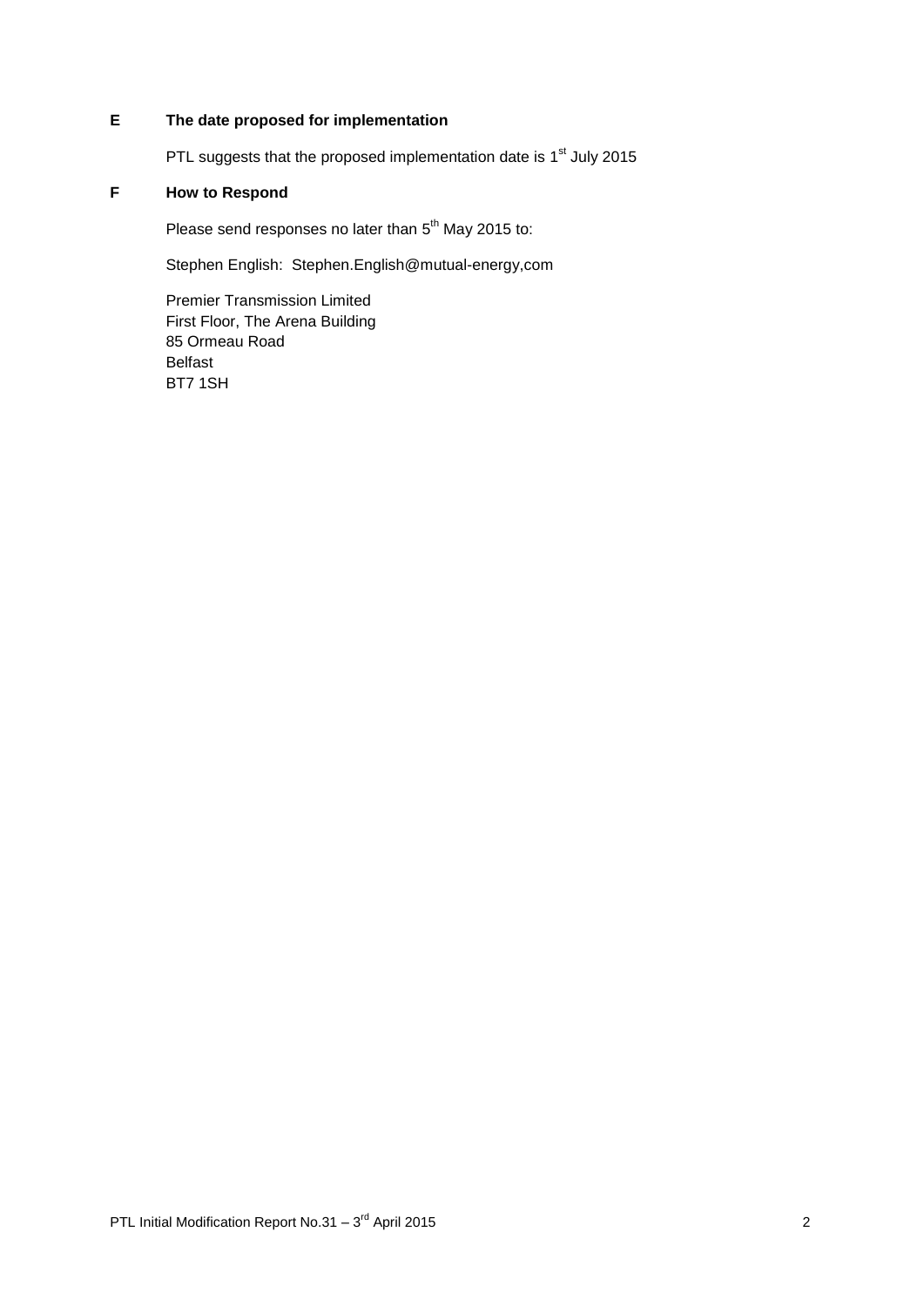## E The date proposed for implementation

PTL suggests that the proposed implementation date is 1st July 2015

## F How to Respond

Please send responses no later than 5th May 2015 to:

Stephen English: Stephen.English@mutual-energy,com

Premier Transmission Limited  
First Floor, The Arena Building  
85 Ormeau Road  
Belfast  
BT7 1SH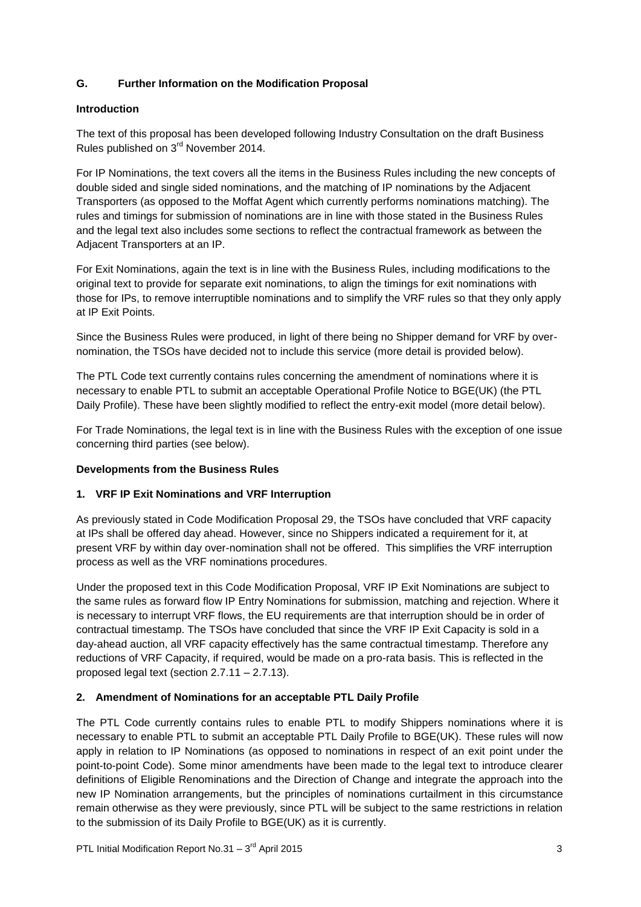## G. Further Information on the Modification Proposal

### Introduction

The text of this proposal has been developed following Industry Consultation on the draft Business Rules published on 3rd November 2014.

For IP Nominations, the text covers all the items in the Business Rules including the new concepts of double sided and single sided nominations, and the matching of IP nominations by the Adjacent Transporters (as opposed to the Moffat Agent which currently performs nominations matching). The rules and timings for submission of nominations are in line with those stated in the Business Rules and the legal text also includes some sections to reflect the contractual framework as between the Adjacent Transporters at an IP.

For Exit Nominations, again the text is in line with the Business Rules, including modifications to the original text to provide for separate exit nominations, to align the timings for exit nominations with those for IPs, to remove interruptible nominations and to simplify the VRF rules so that they only apply at IP Exit Points.

Since the Business Rules were produced, in light of there being no Shipper demand for VRF by over-nomination, the TSOs have decided not to include this service (more detail is provided below).

The PTL Code text currently contains rules concerning the amendment of nominations where it is necessary to enable PTL to submit an acceptable Operational Profile Notice to BGE(UK) (the PTL Daily Profile). These have been slightly modified to reflect the entry-exit model (more detail below).

For Trade Nominations, the legal text is in line with the Business Rules with the exception of one issue concerning third parties (see below).

### Developments from the Business Rules

#### 1. VRF IP Exit Nominations and VRF Interruption

As previously stated in Code Modification Proposal 29, the TSOs have concluded that VRF capacity at IPs shall be offered day ahead. However, since no Shippers indicated a requirement for it, at present VRF by within day over-nomination shall not be offered. This simplifies the VRF interruption process as well as the VRF nominations procedures.

Under the proposed text in this Code Modification Proposal, VRF IP Exit Nominations are subject to the same rules as forward flow IP Entry Nominations for submission, matching and rejection. Where it is necessary to interrupt VRF flows, the EU requirements are that interruption should be in order of contractual timestamp. The TSOs have concluded that since the VRF IP Exit Capacity is sold in a day-ahead auction, all VRF capacity effectively has the same contractual timestamp. Therefore any reductions of VRF Capacity, if required, would be made on a pro-rata basis. This is reflected in the proposed legal text (section 2.7.11 – 2.7.13).

#### 2. Amendment of Nominations for an acceptable PTL Daily Profile

The PTL Code currently contains rules to enable PTL to modify Shippers nominations where it is necessary to enable PTL to submit an acceptable PTL Daily Profile to BGE(UK). These rules will now apply in relation to IP Nominations (as opposed to nominations in respect of an exit point under the point-to-point Code). Some minor amendments have been made to the legal text to introduce clearer definitions of Eligible Renominations and the Direction of Change and integrate the approach into the new IP Nomination arrangements, but the principles of nominations curtailment in this circumstance remain otherwise as they were previously, since PTL will be subject to the same restrictions in relation to the submission of its Daily Profile to BGE(UK) as it is currently.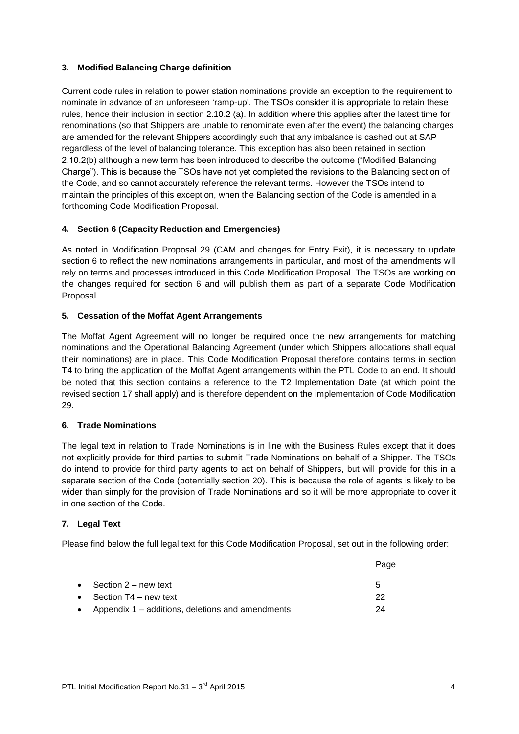### 3. Modified Balancing Charge definition

Current code rules in relation to power station nominations provide an exception to the requirement to nominate in advance of an unforeseen 'ramp-up'. The TSOs consider it is appropriate to retain these rules, hence their inclusion in section 2.10.2 (a). In addition where this applies after the latest time for renominations (so that Shippers are unable to renominate even after the event) the balancing charges are amended for the relevant Shippers accordingly such that any imbalance is cashed out at SAP regardless of the level of balancing tolerance. This exception has also been retained in section 2.10.2(b) although a new term has been introduced to describe the outcome ("Modified Balancing Charge"). This is because the TSOs have not yet completed the revisions to the Balancing section of the Code, and so cannot accurately reference the relevant terms. However the TSOs intend to maintain the principles of this exception, when the Balancing section of the Code is amended in a forthcoming Code Modification Proposal.

### 4. Section 6 (Capacity Reduction and Emergencies)

As noted in Modification Proposal 29 (CAM and changes for Entry Exit), it is necessary to update section 6 to reflect the new nominations arrangements in particular, and most of the amendments will rely on terms and processes introduced in this Code Modification Proposal. The TSOs are working on the changes required for section 6 and will publish them as part of a separate Code Modification Proposal.

### 5. Cessation of the Moffat Agent Arrangements

The Moffat Agent Agreement will no longer be required once the new arrangements for matching nominations and the Operational Balancing Agreement (under which Shippers allocations shall equal their nominations) are in place. This Code Modification Proposal therefore contains terms in section T4 to bring the application of the Moffat Agent arrangements within the PTL Code to an end. It should be noted that this section contains a reference to the T2 Implementation Date (at which point the revised section 17 shall apply) and is therefore dependent on the implementation of Code Modification 29.

### 6. Trade Nominations

The legal text in relation to Trade Nominations is in line with the Business Rules except that it does not explicitly provide for third parties to submit Trade Nominations on behalf of a Shipper. The TSOs do intend to provide for third party agents to act on behalf of Shippers, but will provide for this in a separate section of the Code (potentially section 20). This is because the role of agents is likely to be wider than simply for the provision of Trade Nominations and so it will be more appropriate to cover it in one section of the Code.

### 7. Legal Text

Please find below the full legal text for this Code Modification Proposal, set out in the following order:

| | Page |
|---|---|
| • Section 2 – new text | 5 |
| • Section T4 – new text | 22 |
| • Appendix 1 – additions, deletions and amendments | 24 |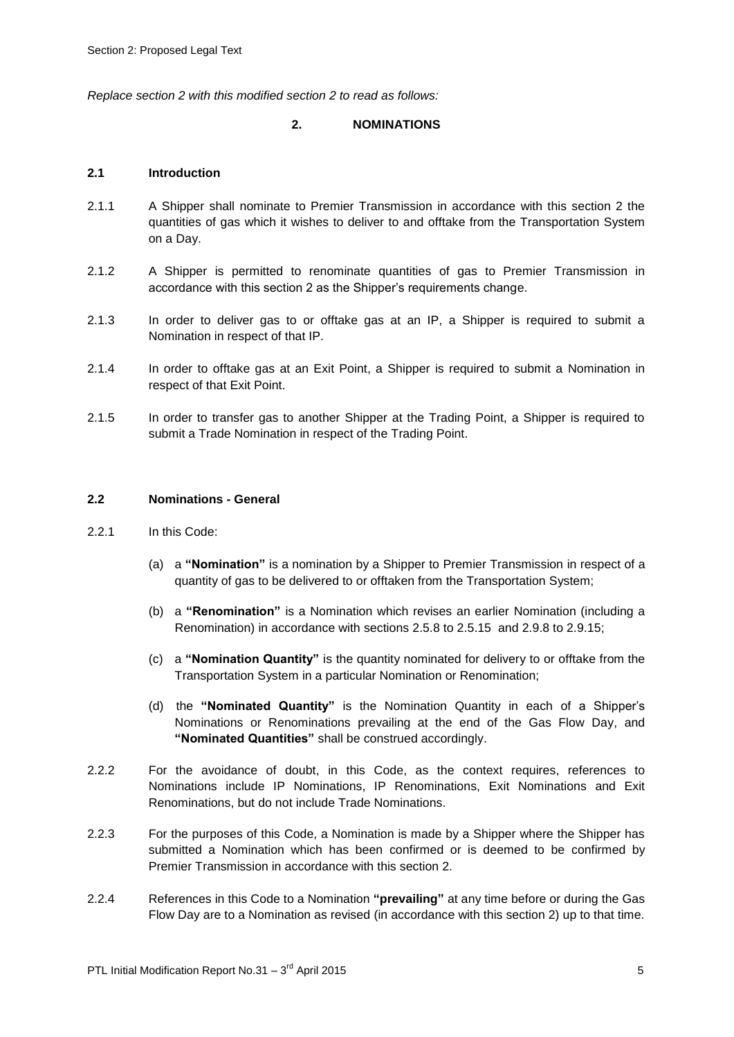Section 2: Proposed Legal Text

*Replace section 2 with this modified section 2 to read as follows:*

## 2. NOMINATIONS

### 2.1 Introduction

2.1.1 A Shipper shall nominate to Premier Transmission in accordance with this section 2 the quantities of gas which it wishes to deliver to and offtake from the Transportation System on a Day.

2.1.2 A Shipper is permitted to renominate quantities of gas to Premier Transmission in accordance with this section 2 as the Shipper's requirements change.

2.1.3 In order to deliver gas to or offtake gas at an IP, a Shipper is required to submit a Nomination in respect of that IP.

2.1.4 In order to offtake gas at an Exit Point, a Shipper is required to submit a Nomination in respect of that Exit Point.

2.1.5 In order to transfer gas to another Shipper at the Trading Point, a Shipper is required to submit a Trade Nomination in respect of the Trading Point.

### 2.2 Nominations - General

2.2.1 In this Code:

(a) a **"Nomination"** is a nomination by a Shipper to Premier Transmission in respect of a quantity of gas to be delivered to or offtaken from the Transportation System;

(b) a **"Renomination"** is a Nomination which revises an earlier Nomination (including a Renomination) in accordance with sections 2.5.8 to 2.5.15 and 2.9.8 to 2.9.15;

(c) a **"Nomination Quantity"** is the quantity nominated for delivery to or offtake from the Transportation System in a particular Nomination or Renomination;

(d) the **"Nominated Quantity"** is the Nomination Quantity in each of a Shipper's Nominations or Renominations prevailing at the end of the Gas Flow Day, and **"Nominated Quantities"** shall be construed accordingly.

2.2.2 For the avoidance of doubt, in this Code, as the context requires, references to Nominations include IP Nominations, IP Renominations, Exit Nominations and Exit Renominations, but do not include Trade Nominations.

2.2.3 For the purposes of this Code, a Nomination is made by a Shipper where the Shipper has submitted a Nomination which has been confirmed or is deemed to be confirmed by Premier Transmission in accordance with this section 2.

2.2.4 References in this Code to a Nomination **"prevailing"** at any time before or during the Gas Flow Day are to a Nomination as revised (in accordance with this section 2) up to that time.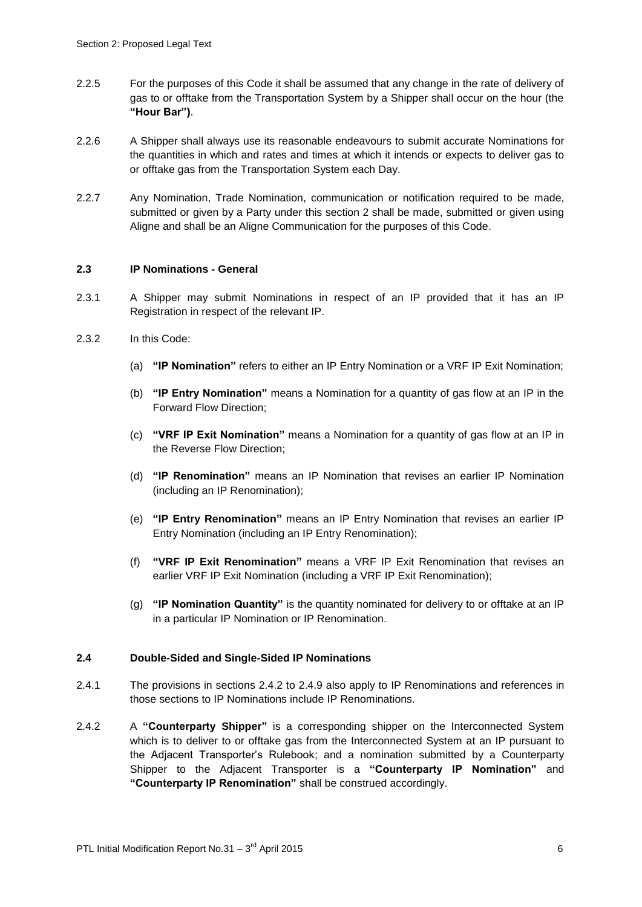2.2.5 For the purposes of this Code it shall be assumed that any change in the rate of delivery of gas to or offtake from the Transportation System by a Shipper shall occur on the hour (the **"Hour Bar")**.

2.2.6 A Shipper shall always use its reasonable endeavours to submit accurate Nominations for the quantities in which and rates and times at which it intends or expects to deliver gas to or offtake gas from the Transportation System each Day.

2.2.7 Any Nomination, Trade Nomination, communication or notification required to be made, submitted or given by a Party under this section 2 shall be made, submitted or given using Aligne and shall be an Aligne Communication for the purposes of this Code.

### 2.3 IP Nominations - General

2.3.1 A Shipper may submit Nominations in respect of an IP provided that it has an IP Registration in respect of the relevant IP.

2.3.2 In this Code:

(a) **"IP Nomination"** refers to either an IP Entry Nomination or a VRF IP Exit Nomination;

(b) **"IP Entry Nomination"** means a Nomination for a quantity of gas flow at an IP in the Forward Flow Direction;

(c) **"VRF IP Exit Nomination"** means a Nomination for a quantity of gas flow at an IP in the Reverse Flow Direction;

(d) **"IP Renomination"** means an IP Nomination that revises an earlier IP Nomination (including an IP Renomination);

(e) **"IP Entry Renomination"** means an IP Entry Nomination that revises an earlier IP Entry Nomination (including an IP Entry Renomination);

(f) **"VRF IP Exit Renomination"** means a VRF IP Exit Renomination that revises an earlier VRF IP Exit Nomination (including a VRF IP Exit Renomination);

(g) **"IP Nomination Quantity"** is the quantity nominated for delivery to or offtake at an IP in a particular IP Nomination or IP Renomination.

### 2.4 Double-Sided and Single-Sided IP Nominations

2.4.1 The provisions in sections 2.4.2 to 2.4.9 also apply to IP Renominations and references in those sections to IP Nominations include IP Renominations.

2.4.2 A **"Counterparty Shipper"** is a corresponding shipper on the Interconnected System which is to deliver to or offtake gas from the Interconnected System at an IP pursuant to the Adjacent Transporter's Rulebook; and a nomination submitted by a Counterparty Shipper to the Adjacent Transporter is a **"Counterparty IP Nomination"** and **"Counterparty IP Renomination"** shall be construed accordingly.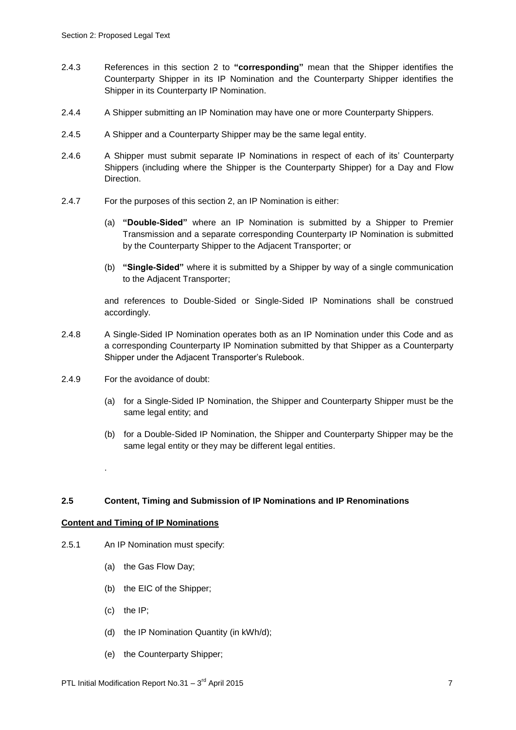2.4.3 References in this section 2 to **"corresponding"** mean that the Shipper identifies the Counterparty Shipper in its IP Nomination and the Counterparty Shipper identifies the Shipper in its Counterparty IP Nomination.

2.4.4 A Shipper submitting an IP Nomination may have one or more Counterparty Shippers.

2.4.5 A Shipper and a Counterparty Shipper may be the same legal entity.

2.4.6 A Shipper must submit separate IP Nominations in respect of each of its' Counterparty Shippers (including where the Shipper is the Counterparty Shipper) for a Day and Flow Direction.

2.4.7 For the purposes of this section 2, an IP Nomination is either:

(a) **"Double-Sided"** where an IP Nomination is submitted by a Shipper to Premier Transmission and a separate corresponding Counterparty IP Nomination is submitted by the Counterparty Shipper to the Adjacent Transporter; or

(b) **"Single-Sided"** where it is submitted by a Shipper by way of a single communication to the Adjacent Transporter;

and references to Double-Sided or Single-Sided IP Nominations shall be construed accordingly.

2.4.8 A Single-Sided IP Nomination operates both as an IP Nomination under this Code and as a corresponding Counterparty IP Nomination submitted by that Shipper as a Counterparty Shipper under the Adjacent Transporter's Rulebook.

2.4.9 For the avoidance of doubt:

(a) for a Single-Sided IP Nomination, the Shipper and Counterparty Shipper must be the same legal entity; and

(b) for a Double-Sided IP Nomination, the Shipper and Counterparty Shipper may be the same legal entity or they may be different legal entities.

.

## 2.5 Content, Timing and Submission of IP Nominations and IP Renominations

**Content and Timing of IP Nominations**

2.5.1 An IP Nomination must specify:

(a) the Gas Flow Day;

(b) the EIC of the Shipper;

(c) the IP;

(d) the IP Nomination Quantity (in kWh/d);

(e) the Counterparty Shipper;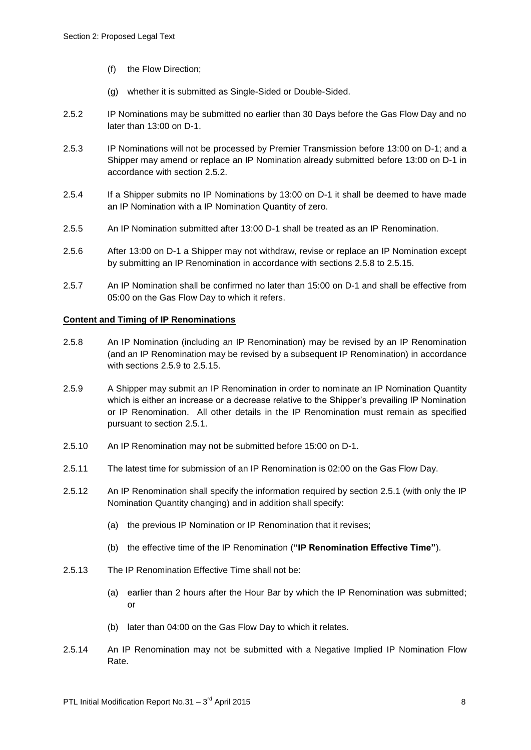(f) the Flow Direction;

(g) whether it is submitted as Single-Sided or Double-Sided.

2.5.2 IP Nominations may be submitted no earlier than 30 Days before the Gas Flow Day and no later than 13:00 on D-1.

2.5.3 IP Nominations will not be processed by Premier Transmission before 13:00 on D-1; and a Shipper may amend or replace an IP Nomination already submitted before 13:00 on D-1 in accordance with section 2.5.2.

2.5.4 If a Shipper submits no IP Nominations by 13:00 on D-1 it shall be deemed to have made an IP Nomination with a IP Nomination Quantity of zero.

2.5.5 An IP Nomination submitted after 13:00 D-1 shall be treated as an IP Renomination.

2.5.6 After 13:00 on D-1 a Shipper may not withdraw, revise or replace an IP Nomination except by submitting an IP Renomination in accordance with sections 2.5.8 to 2.5.15.

2.5.7 An IP Nomination shall be confirmed no later than 15:00 on D-1 and shall be effective from 05:00 on the Gas Flow Day to which it refers.

**Content and Timing of IP Renominations**

2.5.8 An IP Nomination (including an IP Renomination) may be revised by an IP Renomination (and an IP Renomination may be revised by a subsequent IP Renomination) in accordance with sections 2.5.9 to 2.5.15.

2.5.9 A Shipper may submit an IP Renomination in order to nominate an IP Nomination Quantity which is either an increase or a decrease relative to the Shipper's prevailing IP Nomination or IP Renomination. All other details in the IP Renomination must remain as specified pursuant to section 2.5.1.

2.5.10 An IP Renomination may not be submitted before 15:00 on D-1.

2.5.11 The latest time for submission of an IP Renomination is 02:00 on the Gas Flow Day.

2.5.12 An IP Renomination shall specify the information required by section 2.5.1 (with only the IP Nomination Quantity changing) and in addition shall specify:

(a) the previous IP Nomination or IP Renomination that it revises;

(b) the effective time of the IP Renomination (**"IP Renomination Effective Time"**).

2.5.13 The IP Renomination Effective Time shall not be:

(a) earlier than 2 hours after the Hour Bar by which the IP Renomination was submitted; or

(b) later than 04:00 on the Gas Flow Day to which it relates.

2.5.14 An IP Renomination may not be submitted with a Negative Implied IP Nomination Flow Rate.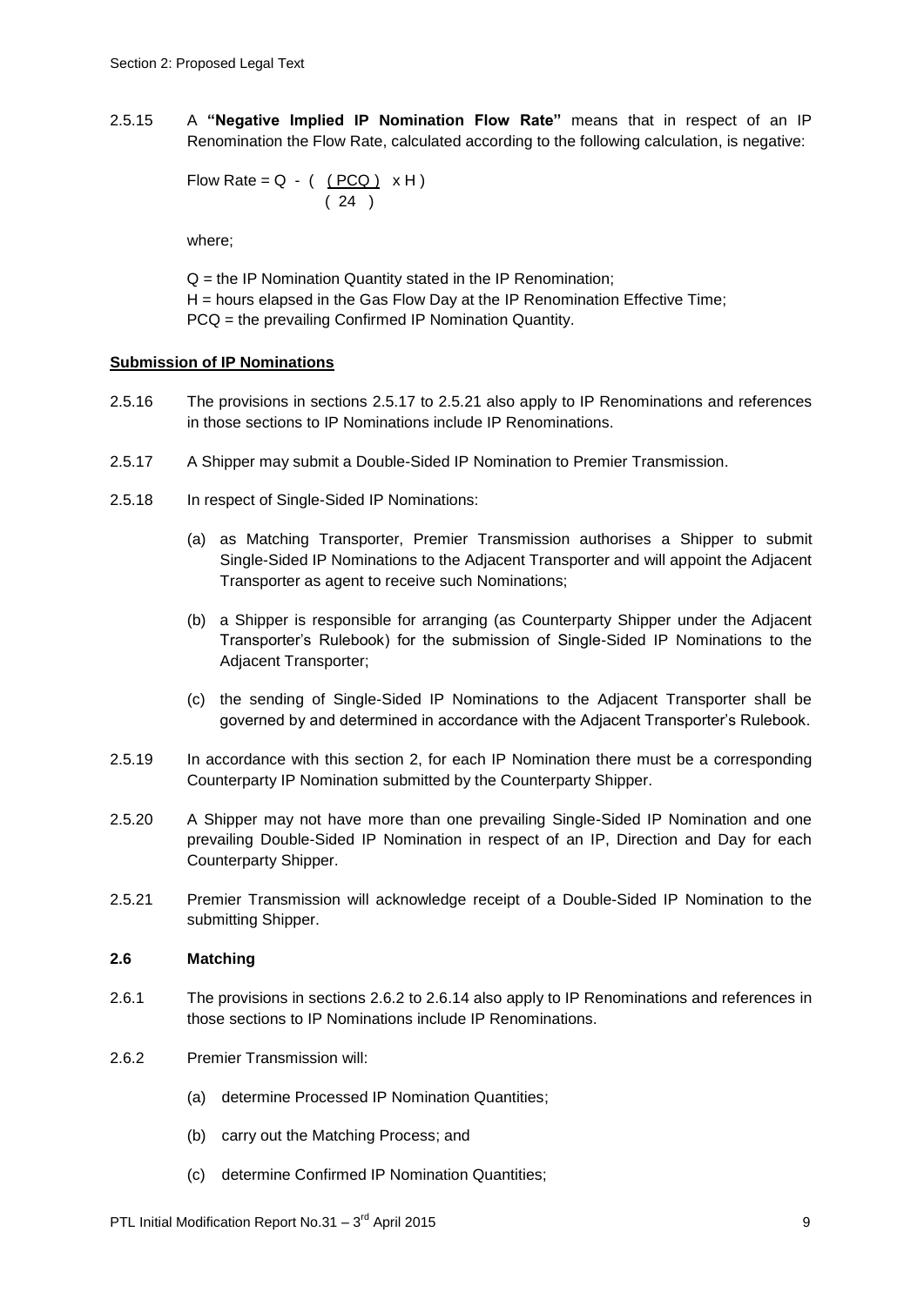2.5.15 A **"Negative Implied IP Nomination Flow Rate"** means that in respect of an IP Renomination the Flow Rate, calculated according to the following calculation, is negative:

$$\text{Flow Rate} = Q - \left( \frac{PCQ}{24} \times H \right)$$

where;

Q = the IP Nomination Quantity stated in the IP Renomination;
H = hours elapsed in the Gas Flow Day at the IP Renomination Effective Time;
PCQ = the prevailing Confirmed IP Nomination Quantity.

**Submission of IP Nominations**

2.5.16 The provisions in sections 2.5.17 to 2.5.21 also apply to IP Renominations and references in those sections to IP Nominations include IP Renominations.

2.5.17 A Shipper may submit a Double-Sided IP Nomination to Premier Transmission.

2.5.18 In respect of Single-Sided IP Nominations:

(a) as Matching Transporter, Premier Transmission authorises a Shipper to submit Single-Sided IP Nominations to the Adjacent Transporter and will appoint the Adjacent Transporter as agent to receive such Nominations;

(b) a Shipper is responsible for arranging (as Counterparty Shipper under the Adjacent Transporter's Rulebook) for the submission of Single-Sided IP Nominations to the Adjacent Transporter;

(c) the sending of Single-Sided IP Nominations to the Adjacent Transporter shall be governed by and determined in accordance with the Adjacent Transporter's Rulebook.

2.5.19 In accordance with this section 2, for each IP Nomination there must be a corresponding Counterparty IP Nomination submitted by the Counterparty Shipper.

2.5.20 A Shipper may not have more than one prevailing Single-Sided IP Nomination and one prevailing Double-Sided IP Nomination in respect of an IP, Direction and Day for each Counterparty Shipper.

2.5.21 Premier Transmission will acknowledge receipt of a Double-Sided IP Nomination to the submitting Shipper.

**2.6 Matching**

2.6.1 The provisions in sections 2.6.2 to 2.6.14 also apply to IP Renominations and references in those sections to IP Nominations include IP Renominations.

2.6.2 Premier Transmission will:

(a) determine Processed IP Nomination Quantities;

(b) carry out the Matching Process; and

(c) determine Confirmed IP Nomination Quantities;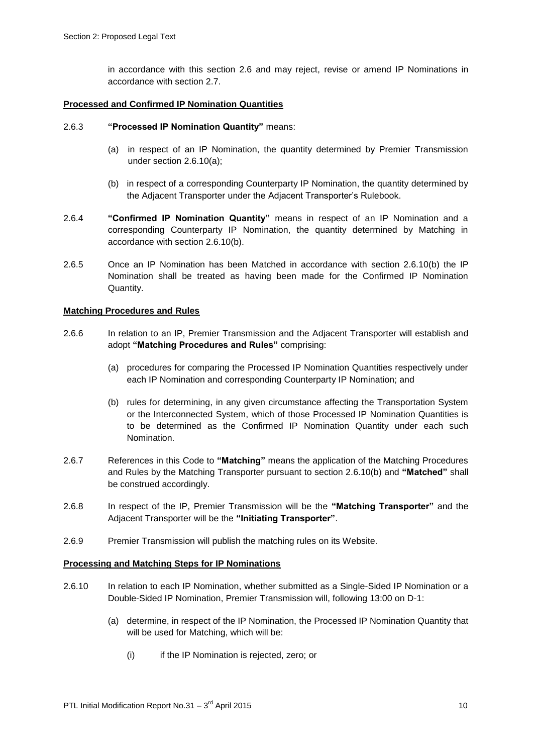in accordance with this section 2.6 and may reject, revise or amend IP Nominations in accordance with section 2.7.

**Processed and Confirmed IP Nomination Quantities**

2.6.3 **"Processed IP Nomination Quantity"** means:

(a) in respect of an IP Nomination, the quantity determined by Premier Transmission under section 2.6.10(a);

(b) in respect of a corresponding Counterparty IP Nomination, the quantity determined by the Adjacent Transporter under the Adjacent Transporter's Rulebook.

2.6.4 **"Confirmed IP Nomination Quantity"** means in respect of an IP Nomination and a corresponding Counterparty IP Nomination, the quantity determined by Matching in accordance with section 2.6.10(b).

2.6.5 Once an IP Nomination has been Matched in accordance with section 2.6.10(b) the IP Nomination shall be treated as having been made for the Confirmed IP Nomination Quantity.

**Matching Procedures and Rules**

2.6.6 In relation to an IP, Premier Transmission and the Adjacent Transporter will establish and adopt **"Matching Procedures and Rules"** comprising:

(a) procedures for comparing the Processed IP Nomination Quantities respectively under each IP Nomination and corresponding Counterparty IP Nomination; and

(b) rules for determining, in any given circumstance affecting the Transportation System or the Interconnected System, which of those Processed IP Nomination Quantities is to be determined as the Confirmed IP Nomination Quantity under each such Nomination.

2.6.7 References in this Code to **"Matching"** means the application of the Matching Procedures and Rules by the Matching Transporter pursuant to section 2.6.10(b) and **"Matched"** shall be construed accordingly.

2.6.8 In respect of the IP, Premier Transmission will be the **"Matching Transporter"** and the Adjacent Transporter will be the **"Initiating Transporter"**.

2.6.9 Premier Transmission will publish the matching rules on its Website.

**Processing and Matching Steps for IP Nominations**

2.6.10 In relation to each IP Nomination, whether submitted as a Single-Sided IP Nomination or a Double-Sided IP Nomination, Premier Transmission will, following 13:00 on D-1:

(a) determine, in respect of the IP Nomination, the Processed IP Nomination Quantity that will be used for Matching, which will be:

(i) if the IP Nomination is rejected, zero; or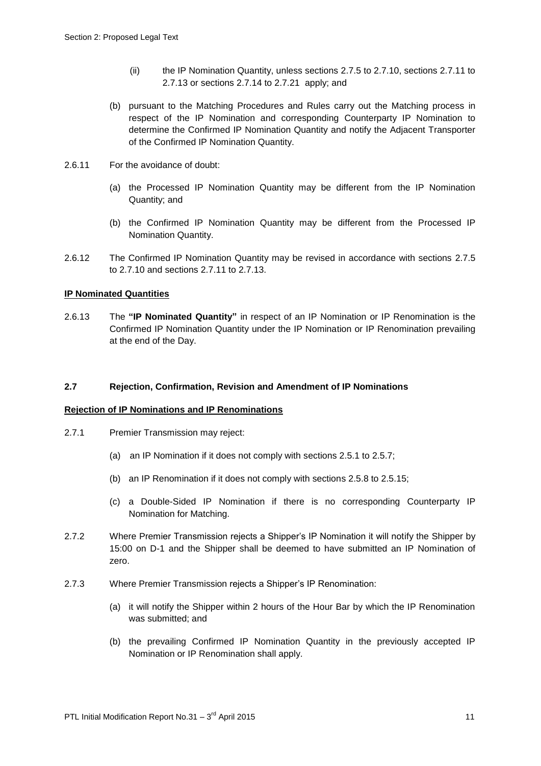(ii) the IP Nomination Quantity, unless sections 2.7.5 to 2.7.10, sections 2.7.11 to 2.7.13 or sections 2.7.14 to 2.7.21 apply; and

(b) pursuant to the Matching Procedures and Rules carry out the Matching process in respect of the IP Nomination and corresponding Counterparty IP Nomination to determine the Confirmed IP Nomination Quantity and notify the Adjacent Transporter of the Confirmed IP Nomination Quantity.

2.6.11 For the avoidance of doubt:

(a) the Processed IP Nomination Quantity may be different from the IP Nomination Quantity; and

(b) the Confirmed IP Nomination Quantity may be different from the Processed IP Nomination Quantity.

2.6.12 The Confirmed IP Nomination Quantity may be revised in accordance with sections 2.7.5 to 2.7.10 and sections 2.7.11 to 2.7.13.

**IP Nominated Quantities**

2.6.13 The **"IP Nominated Quantity"** in respect of an IP Nomination or IP Renomination is the Confirmed IP Nomination Quantity under the IP Nomination or IP Renomination prevailing at the end of the Day.

## 2.7 Rejection, Confirmation, Revision and Amendment of IP Nominations

**Rejection of IP Nominations and IP Renominations**

2.7.1 Premier Transmission may reject:

(a) an IP Nomination if it does not comply with sections 2.5.1 to 2.5.7;

(b) an IP Renomination if it does not comply with sections 2.5.8 to 2.5.15;

(c) a Double-Sided IP Nomination if there is no corresponding Counterparty IP Nomination for Matching.

2.7.2 Where Premier Transmission rejects a Shipper's IP Nomination it will notify the Shipper by 15:00 on D-1 and the Shipper shall be deemed to have submitted an IP Nomination of zero.

2.7.3 Where Premier Transmission rejects a Shipper's IP Renomination:

(a) it will notify the Shipper within 2 hours of the Hour Bar by which the IP Renomination was submitted; and

(b) the prevailing Confirmed IP Nomination Quantity in the previously accepted IP Nomination or IP Renomination shall apply.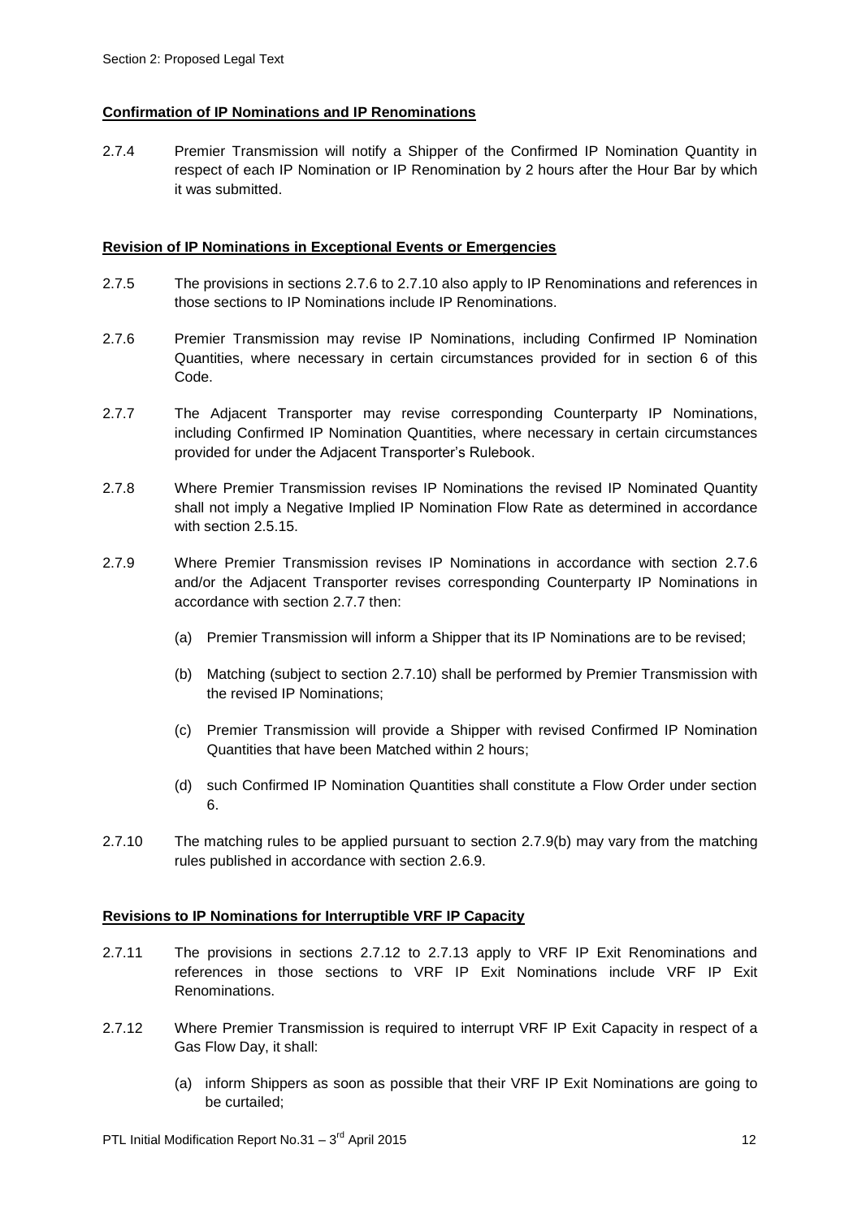**Confirmation of IP Nominations and IP Renominations**

2.7.4 Premier Transmission will notify a Shipper of the Confirmed IP Nomination Quantity in respect of each IP Nomination or IP Renomination by 2 hours after the Hour Bar by which it was submitted.

**Revision of IP Nominations in Exceptional Events or Emergencies**

2.7.5 The provisions in sections 2.7.6 to 2.7.10 also apply to IP Renominations and references in those sections to IP Nominations include IP Renominations.

2.7.6 Premier Transmission may revise IP Nominations, including Confirmed IP Nomination Quantities, where necessary in certain circumstances provided for in section 6 of this Code.

2.7.7 The Adjacent Transporter may revise corresponding Counterparty IP Nominations, including Confirmed IP Nomination Quantities, where necessary in certain circumstances provided for under the Adjacent Transporter's Rulebook.

2.7.8 Where Premier Transmission revises IP Nominations the revised IP Nominated Quantity shall not imply a Negative Implied IP Nomination Flow Rate as determined in accordance with section 2.5.15.

2.7.9 Where Premier Transmission revises IP Nominations in accordance with section 2.7.6 and/or the Adjacent Transporter revises corresponding Counterparty IP Nominations in accordance with section 2.7.7 then:

(a) Premier Transmission will inform a Shipper that its IP Nominations are to be revised;

(b) Matching (subject to section 2.7.10) shall be performed by Premier Transmission with the revised IP Nominations;

(c) Premier Transmission will provide a Shipper with revised Confirmed IP Nomination Quantities that have been Matched within 2 hours;

(d) such Confirmed IP Nomination Quantities shall constitute a Flow Order under section 6.

2.7.10 The matching rules to be applied pursuant to section 2.7.9(b) may vary from the matching rules published in accordance with section 2.6.9.

**Revisions to IP Nominations for Interruptible VRF IP Capacity**

2.7.11 The provisions in sections 2.7.12 to 2.7.13 apply to VRF IP Exit Renominations and references in those sections to VRF IP Exit Nominations include VRF IP Exit Renominations.

2.7.12 Where Premier Transmission is required to interrupt VRF IP Exit Capacity in respect of a Gas Flow Day, it shall:

(a) inform Shippers as soon as possible that their VRF IP Exit Nominations are going to be curtailed;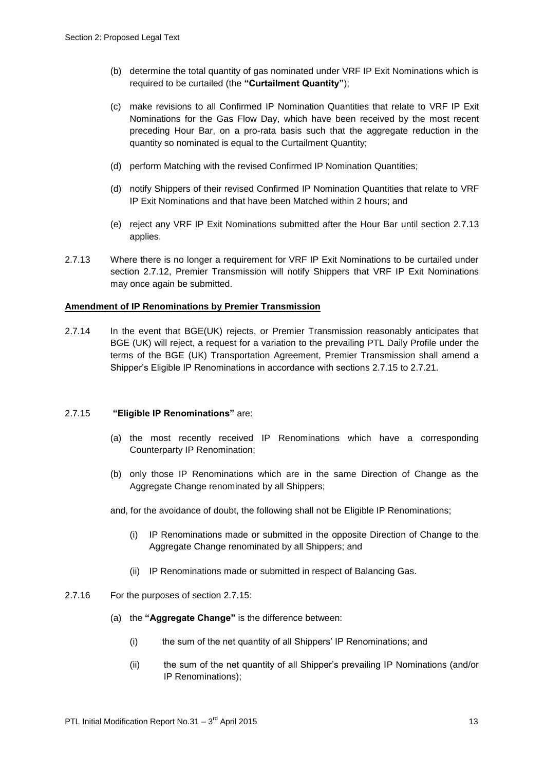(b) determine the total quantity of gas nominated under VRF IP Exit Nominations which is required to be curtailed (the **"Curtailment Quantity"**);

(c) make revisions to all Confirmed IP Nomination Quantities that relate to VRF IP Exit Nominations for the Gas Flow Day, which have been received by the most recent preceding Hour Bar, on a pro-rata basis such that the aggregate reduction in the quantity so nominated is equal to the Curtailment Quantity;

(d) perform Matching with the revised Confirmed IP Nomination Quantities;

(d) notify Shippers of their revised Confirmed IP Nomination Quantities that relate to VRF IP Exit Nominations and that have been Matched within 2 hours; and

(e) reject any VRF IP Exit Nominations submitted after the Hour Bar until section 2.7.13 applies.

2.7.13 Where there is no longer a requirement for VRF IP Exit Nominations to be curtailed under section 2.7.12, Premier Transmission will notify Shippers that VRF IP Exit Nominations may once again be submitted.

**Amendment of IP Renominations by Premier Transmission**

2.7.14 In the event that BGE(UK) rejects, or Premier Transmission reasonably anticipates that BGE (UK) will reject, a request for a variation to the prevailing PTL Daily Profile under the terms of the BGE (UK) Transportation Agreement, Premier Transmission shall amend a Shipper's Eligible IP Renominations in accordance with sections 2.7.15 to 2.7.21.

2.7.15 **"Eligible IP Renominations"** are:

(a) the most recently received IP Renominations which have a corresponding Counterparty IP Renomination;

(b) only those IP Renominations which are in the same Direction of Change as the Aggregate Change renominated by all Shippers;

and, for the avoidance of doubt, the following shall not be Eligible IP Renominations;

(i) IP Renominations made or submitted in the opposite Direction of Change to the Aggregate Change renominated by all Shippers; and

(ii) IP Renominations made or submitted in respect of Balancing Gas.

2.7.16 For the purposes of section 2.7.15:

(a) the **"Aggregate Change"** is the difference between:

(i) the sum of the net quantity of all Shippers' IP Renominations; and

(ii) the sum of the net quantity of all Shipper's prevailing IP Nominations (and/or IP Renominations);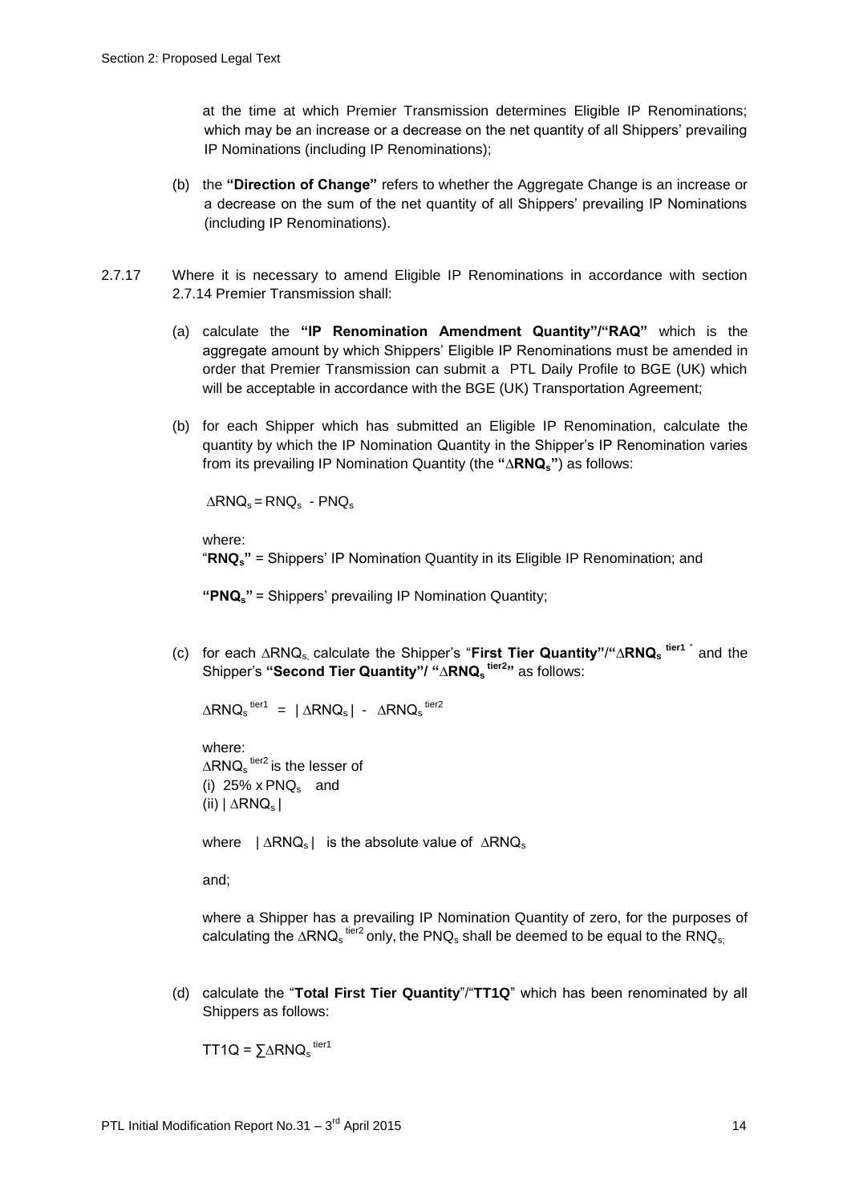at the time at which Premier Transmission determines Eligible IP Renominations; which may be an increase or a decrease on the net quantity of all Shippers' prevailing IP Nominations (including IP Renominations);

(b) the **"Direction of Change"** refers to whether the Aggregate Change is an increase or a decrease on the sum of the net quantity of all Shippers' prevailing IP Nominations (including IP Renominations).

2.7.17 Where it is necessary to amend Eligible IP Renominations in accordance with section 2.7.14 Premier Transmission shall:

(a) calculate the **"IP Renomination Amendment Quantity"/"RAQ"** which is the aggregate amount by which Shippers' Eligible IP Renominations must be amended in order that Premier Transmission can submit a PTL Daily Profile to BGE (UK) which will be acceptable in accordance with the BGE (UK) Transportation Agreement;

(b) for each Shipper which has submitted an Eligible IP Renomination, calculate the quantity by which the IP Nomination Quantity in the Shipper's IP Renomination varies from its prevailing IP Nomination Quantity (the **"$\Delta RNQ_s$"**) as follows:

$$\Delta RNQ_s = RNQ_s - PNQ_s$$

where:
"**$RNQ_s$"** = Shippers' IP Nomination Quantity in its Eligible IP Renomination; and

**"$PNQ_s$"** = Shippers' prevailing IP Nomination Quantity;

(c) for each $\Delta RNQ_s$, calculate the Shipper's "**First Tier Quantity"/"$\Delta RNQ_s^{tier1}$**" and the Shipper's **"Second Tier Quantity"/ "$\Delta RNQ_s^{tier2}$"** as follows:

$$\Delta RNQ_s^{tier1} = | \Delta RNQ_s | - \Delta RNQ_s^{tier2}$$

where:
$\Delta RNQ_s^{tier2}$ is the lesser of
(i) $25\% \times PNQ_s$ and
(ii) $| \Delta RNQ_s |$

where $| \Delta RNQ_s |$ is the absolute value of $\Delta RNQ_s$

and;

where a Shipper has a prevailing IP Nomination Quantity of zero, for the purposes of calculating the $\Delta RNQ_s^{tier2}$ only, the $PNQ_s$ shall be deemed to be equal to the $RNQ_s$;

(d) calculate the "**Total First Tier Quantity**"/"**TT1Q**" which has been renominated by all Shippers as follows:

$$TT1Q = \sum \Delta RNQ_s^{tier1}$$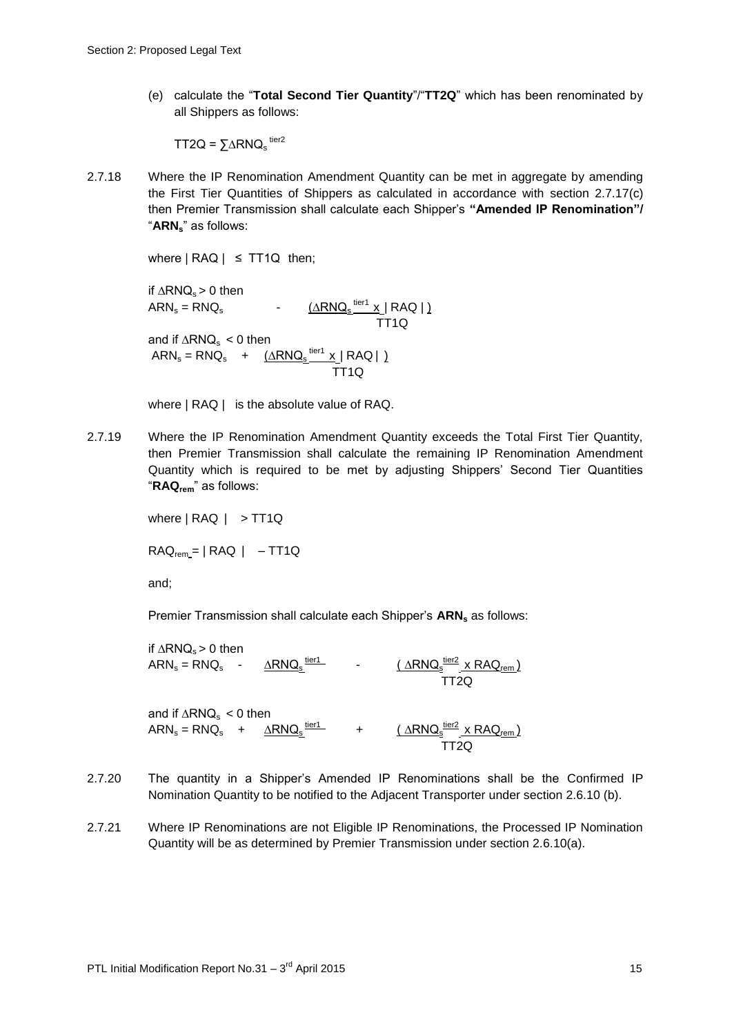(e) calculate the "**Total Second Tier Quantity**"/"**TT2Q**" which has been renominated by all Shippers as follows:

$$TT2Q = \sum \Delta RNQ_s^{tier2}$$

2.7.18 Where the IP Renomination Amendment Quantity can be met in aggregate by amending the First Tier Quantities of Shippers as calculated in accordance with section 2.7.17(c) then Premier Transmission shall calculate each Shipper's **"Amended IP Renomination"/** "**$ARN_s$**" as follows:

where $| RAQ | \leq TT1Q$ then;

if $\Delta RNQ_s > 0$ then

$$ARN_s = RNQ_s - \frac{(\Delta RNQ_s^{tier1} \times | RAQ |)}{TT1Q}$$

and if $\Delta RNQ_s < 0$ then

$$ARN_s = RNQ_s + \frac{(\Delta RNQ_s^{tier1} \times | RAQ |)}{TT1Q}$$

where $| RAQ |$ is the absolute value of RAQ.

2.7.19 Where the IP Renomination Amendment Quantity exceeds the Total First Tier Quantity, then Premier Transmission shall calculate the remaining IP Renomination Amendment Quantity which is required to be met by adjusting Shippers' Second Tier Quantities "**$RAQ_{rem}$**" as follows:

where $| RAQ | > TT1Q$

$$RAQ_{rem} = | RAQ | - TT1Q$$

and;

Premier Transmission shall calculate each Shipper's **$ARN_s$** as follows:

if $\Delta RNQ_s > 0$ then

$$ARN_s = RNQ_s - \Delta RNQ_s^{tier1} - \frac{(\Delta RNQ_s^{tier2} \times RAQ_{rem})}{TT2Q}$$

and if $\Delta RNQ_s < 0$ then

$$ARN_s = RNQ_s + \Delta RNQ_s^{tier1} + \frac{(\Delta RNQ_s^{tier2} \times RAQ_{rem})}{TT2Q}$$

2.7.20 The quantity in a Shipper's Amended IP Renominations shall be the Confirmed IP Nomination Quantity to be notified to the Adjacent Transporter under section 2.6.10 (b).

2.7.21 Where IP Renominations are not Eligible IP Renominations, the Processed IP Nomination Quantity will be as determined by Premier Transmission under section 2.6.10(a).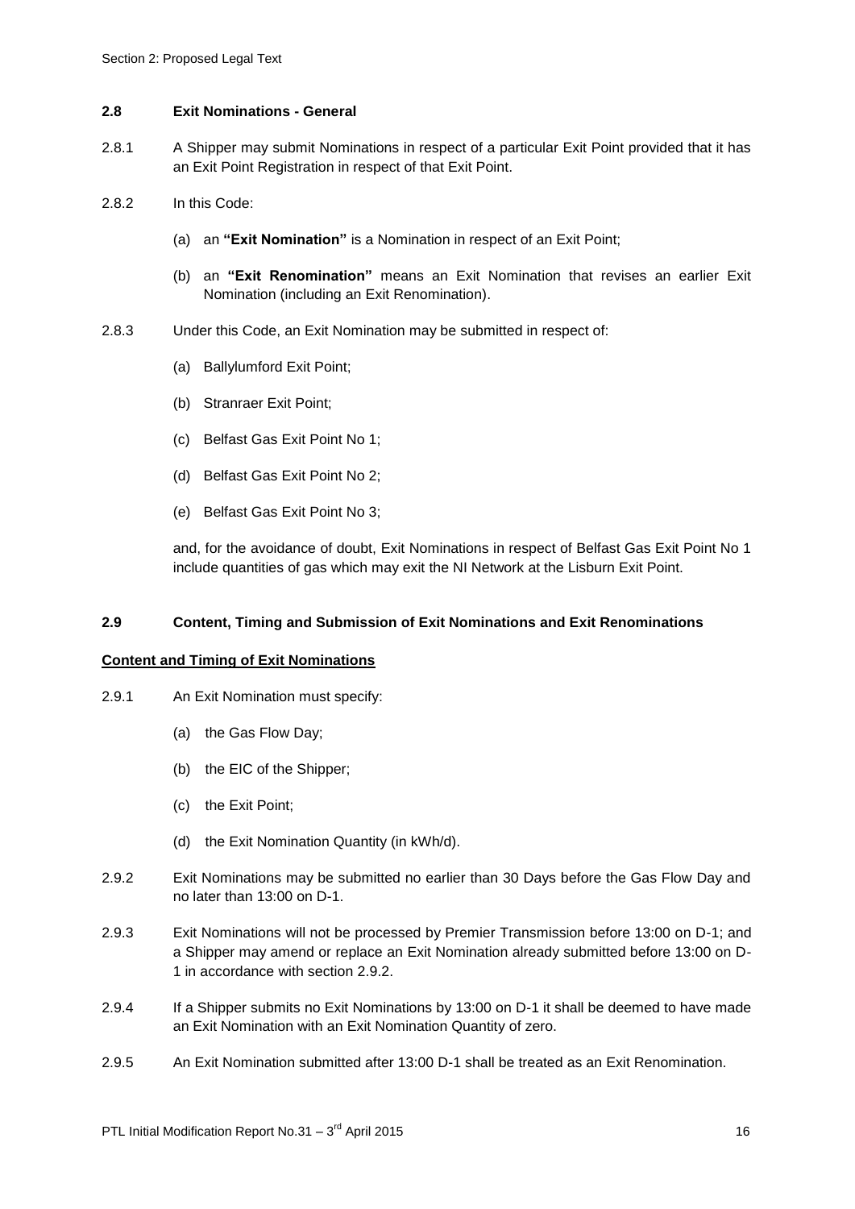## 2.8 Exit Nominations - General

2.8.1 A Shipper may submit Nominations in respect of a particular Exit Point provided that it has an Exit Point Registration in respect of that Exit Point.

2.8.2 In this Code:

(a) an **"Exit Nomination"** is a Nomination in respect of an Exit Point;

(b) an **"Exit Renomination"** means an Exit Nomination that revises an earlier Exit Nomination (including an Exit Renomination).

2.8.3 Under this Code, an Exit Nomination may be submitted in respect of:

(a) Ballylumford Exit Point;

(b) Stranraer Exit Point;

(c) Belfast Gas Exit Point No 1;

(d) Belfast Gas Exit Point No 2;

(e) Belfast Gas Exit Point No 3;

and, for the avoidance of doubt, Exit Nominations in respect of Belfast Gas Exit Point No 1 include quantities of gas which may exit the NI Network at the Lisburn Exit Point.

## 2.9 Content, Timing and Submission of Exit Nominations and Exit Renominations

**Content and Timing of Exit Nominations**

2.9.1 An Exit Nomination must specify:

(a) the Gas Flow Day;

(b) the EIC of the Shipper;

(c) the Exit Point;

(d) the Exit Nomination Quantity (in kWh/d).

2.9.2 Exit Nominations may be submitted no earlier than 30 Days before the Gas Flow Day and no later than 13:00 on D-1.

2.9.3 Exit Nominations will not be processed by Premier Transmission before 13:00 on D-1; and a Shipper may amend or replace an Exit Nomination already submitted before 13:00 on D-1 in accordance with section 2.9.2.

2.9.4 If a Shipper submits no Exit Nominations by 13:00 on D-1 it shall be deemed to have made an Exit Nomination with an Exit Nomination Quantity of zero.

2.9.5 An Exit Nomination submitted after 13:00 D-1 shall be treated as an Exit Renomination.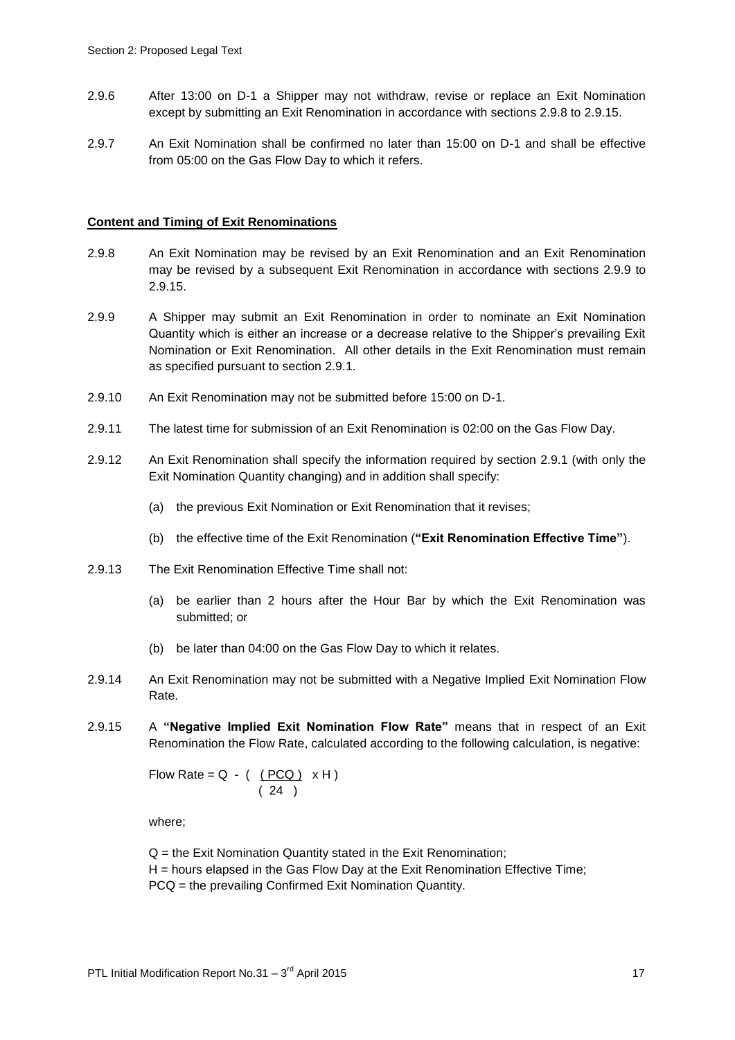2.9.6 After 13:00 on D-1 a Shipper may not withdraw, revise or replace an Exit Nomination except by submitting an Exit Renomination in accordance with sections 2.9.8 to 2.9.15.

2.9.7 An Exit Nomination shall be confirmed no later than 15:00 on D-1 and shall be effective from 05:00 on the Gas Flow Day to which it refers.

**Content and Timing of Exit Renominations**

2.9.8 An Exit Nomination may be revised by an Exit Renomination and an Exit Renomination may be revised by a subsequent Exit Renomination in accordance with sections 2.9.9 to 2.9.15.

2.9.9 A Shipper may submit an Exit Renomination in order to nominate an Exit Nomination Quantity which is either an increase or a decrease relative to the Shipper's prevailing Exit Nomination or Exit Renomination. All other details in the Exit Renomination must remain as specified pursuant to section 2.9.1.

2.9.10 An Exit Renomination may not be submitted before 15:00 on D-1.

2.9.11 The latest time for submission of an Exit Renomination is 02:00 on the Gas Flow Day.

2.9.12 An Exit Renomination shall specify the information required by section 2.9.1 (with only the Exit Nomination Quantity changing) and in addition shall specify:

(a) the previous Exit Nomination or Exit Renomination that it revises;

(b) the effective time of the Exit Renomination (**"Exit Renomination Effective Time"**).

2.9.13 The Exit Renomination Effective Time shall not:

(a) be earlier than 2 hours after the Hour Bar by which the Exit Renomination was submitted; or

(b) be later than 04:00 on the Gas Flow Day to which it relates.

2.9.14 An Exit Renomination may not be submitted with a Negative Implied Exit Nomination Flow Rate.

2.9.15 A **"Negative Implied Exit Nomination Flow Rate"** means that in respect of an Exit Renomination the Flow Rate, calculated according to the following calculation, is negative:

$$\text{Flow Rate} = Q - \left( \frac{PCQ}{24} \times H \right)$$

where;

Q = the Exit Nomination Quantity stated in the Exit Renomination;
H = hours elapsed in the Gas Flow Day at the Exit Renomination Effective Time;
PCQ = the prevailing Confirmed Exit Nomination Quantity.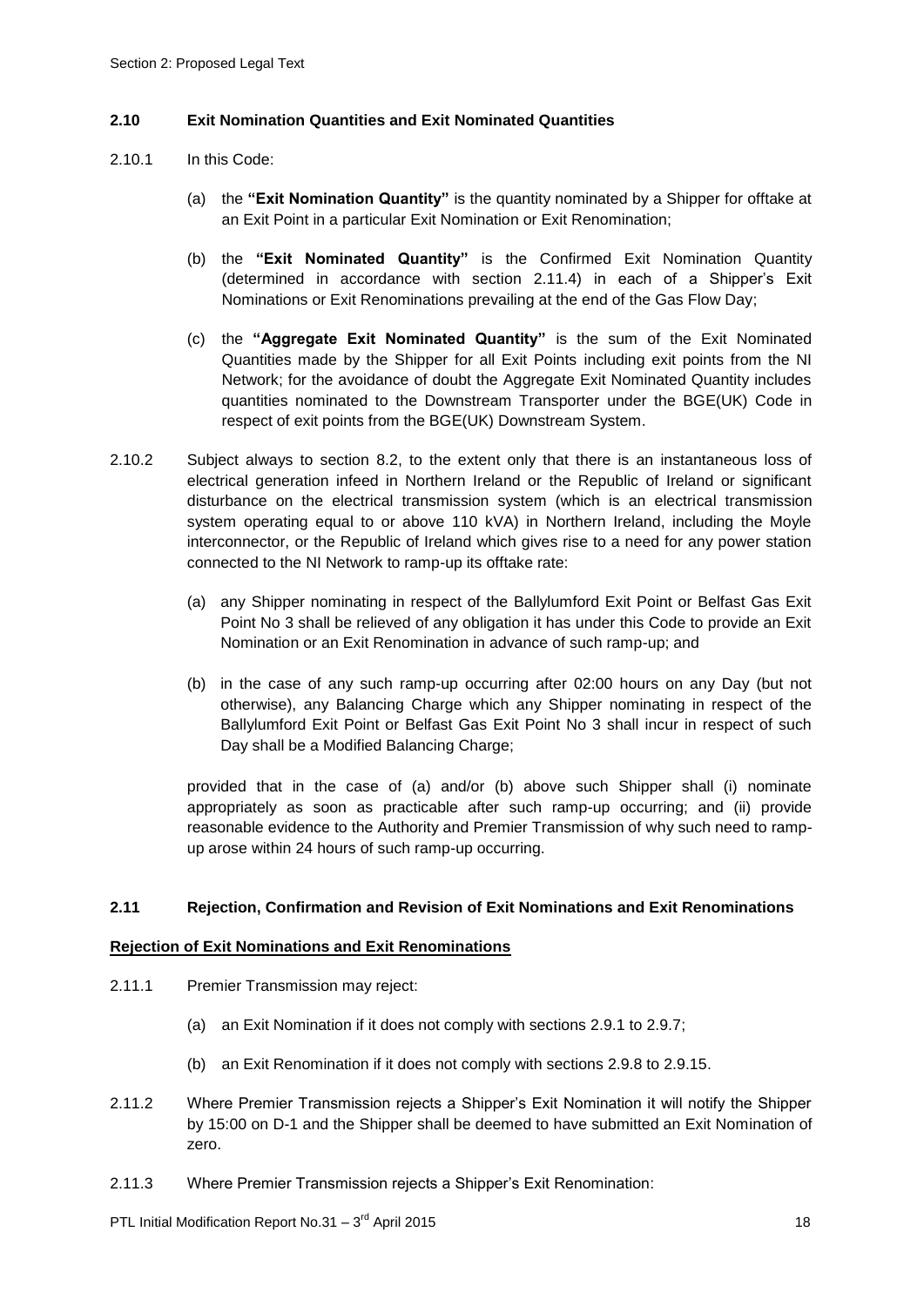### 2.10 Exit Nomination Quantities and Exit Nominated Quantities

2.10.1 In this Code:

(a) the **"Exit Nomination Quantity"** is the quantity nominated by a Shipper for offtake at an Exit Point in a particular Exit Nomination or Exit Renomination;

(b) the **"Exit Nominated Quantity"** is the Confirmed Exit Nomination Quantity (determined in accordance with section 2.11.4) in each of a Shipper's Exit Nominations or Exit Renominations prevailing at the end of the Gas Flow Day;

(c) the **"Aggregate Exit Nominated Quantity"** is the sum of the Exit Nominated Quantities made by the Shipper for all Exit Points including exit points from the NI Network; for the avoidance of doubt the Aggregate Exit Nominated Quantity includes quantities nominated to the Downstream Transporter under the BGE(UK) Code in respect of exit points from the BGE(UK) Downstream System.

2.10.2 Subject always to section 8.2, to the extent only that there is an instantaneous loss of electrical generation infeed in Northern Ireland or the Republic of Ireland or significant disturbance on the electrical transmission system (which is an electrical transmission system operating equal to or above 110 kVA) in Northern Ireland, including the Moyle interconnector, or the Republic of Ireland which gives rise to a need for any power station connected to the NI Network to ramp-up its offtake rate:

(a) any Shipper nominating in respect of the Ballylumford Exit Point or Belfast Gas Exit Point No 3 shall be relieved of any obligation it has under this Code to provide an Exit Nomination or an Exit Renomination in advance of such ramp-up; and

(b) in the case of any such ramp-up occurring after 02:00 hours on any Day (but not otherwise), any Balancing Charge which any Shipper nominating in respect of the Ballylumford Exit Point or Belfast Gas Exit Point No 3 shall incur in respect of such Day shall be a Modified Balancing Charge;

provided that in the case of (a) and/or (b) above such Shipper shall (i) nominate appropriately as soon as practicable after such ramp-up occurring; and (ii) provide reasonable evidence to the Authority and Premier Transmission of why such need to ramp-up arose within 24 hours of such ramp-up occurring.

### 2.11 Rejection, Confirmation and Revision of Exit Nominations and Exit Renominations

**Rejection of Exit Nominations and Exit Renominations**

2.11.1 Premier Transmission may reject:

(a) an Exit Nomination if it does not comply with sections 2.9.1 to 2.9.7;

(b) an Exit Renomination if it does not comply with sections 2.9.8 to 2.9.15.

2.11.2 Where Premier Transmission rejects a Shipper's Exit Nomination it will notify the Shipper by 15:00 on D-1 and the Shipper shall be deemed to have submitted an Exit Nomination of zero.

2.11.3 Where Premier Transmission rejects a Shipper's Exit Renomination: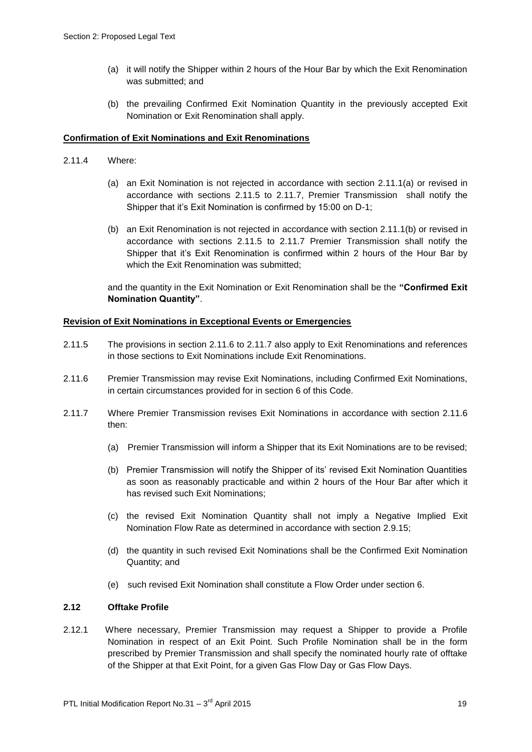(a) it will notify the Shipper within 2 hours of the Hour Bar by which the Exit Renomination was submitted; and

(b) the prevailing Confirmed Exit Nomination Quantity in the previously accepted Exit Nomination or Exit Renomination shall apply.

**Confirmation of Exit Nominations and Exit Renominations**

2.11.4 Where:

(a) an Exit Nomination is not rejected in accordance with section 2.11.1(a) or revised in accordance with sections 2.11.5 to 2.11.7, Premier Transmission shall notify the Shipper that it's Exit Nomination is confirmed by 15:00 on D-1;

(b) an Exit Renomination is not rejected in accordance with section 2.11.1(b) or revised in accordance with sections 2.11.5 to 2.11.7 Premier Transmission shall notify the Shipper that it's Exit Renomination is confirmed within 2 hours of the Hour Bar by which the Exit Renomination was submitted;

and the quantity in the Exit Nomination or Exit Renomination shall be the **"Confirmed Exit Nomination Quantity"**.

**Revision of Exit Nominations in Exceptional Events or Emergencies**

2.11.5 The provisions in section 2.11.6 to 2.11.7 also apply to Exit Renominations and references in those sections to Exit Nominations include Exit Renominations.

2.11.6 Premier Transmission may revise Exit Nominations, including Confirmed Exit Nominations, in certain circumstances provided for in section 6 of this Code.

2.11.7 Where Premier Transmission revises Exit Nominations in accordance with section 2.11.6 then:

(a) Premier Transmission will inform a Shipper that its Exit Nominations are to be revised;

(b) Premier Transmission will notify the Shipper of its' revised Exit Nomination Quantities as soon as reasonably practicable and within 2 hours of the Hour Bar after which it has revised such Exit Nominations;

(c) the revised Exit Nomination Quantity shall not imply a Negative Implied Exit Nomination Flow Rate as determined in accordance with section 2.9.15;

(d) the quantity in such revised Exit Nominations shall be the Confirmed Exit Nomination Quantity; and

(e) such revised Exit Nomination shall constitute a Flow Order under section 6.

**2.12 Offtake Profile**

2.12.1 Where necessary, Premier Transmission may request a Shipper to provide a Profile Nomination in respect of an Exit Point. Such Profile Nomination shall be in the form prescribed by Premier Transmission and shall specify the nominated hourly rate of offtake of the Shipper at that Exit Point, for a given Gas Flow Day or Gas Flow Days.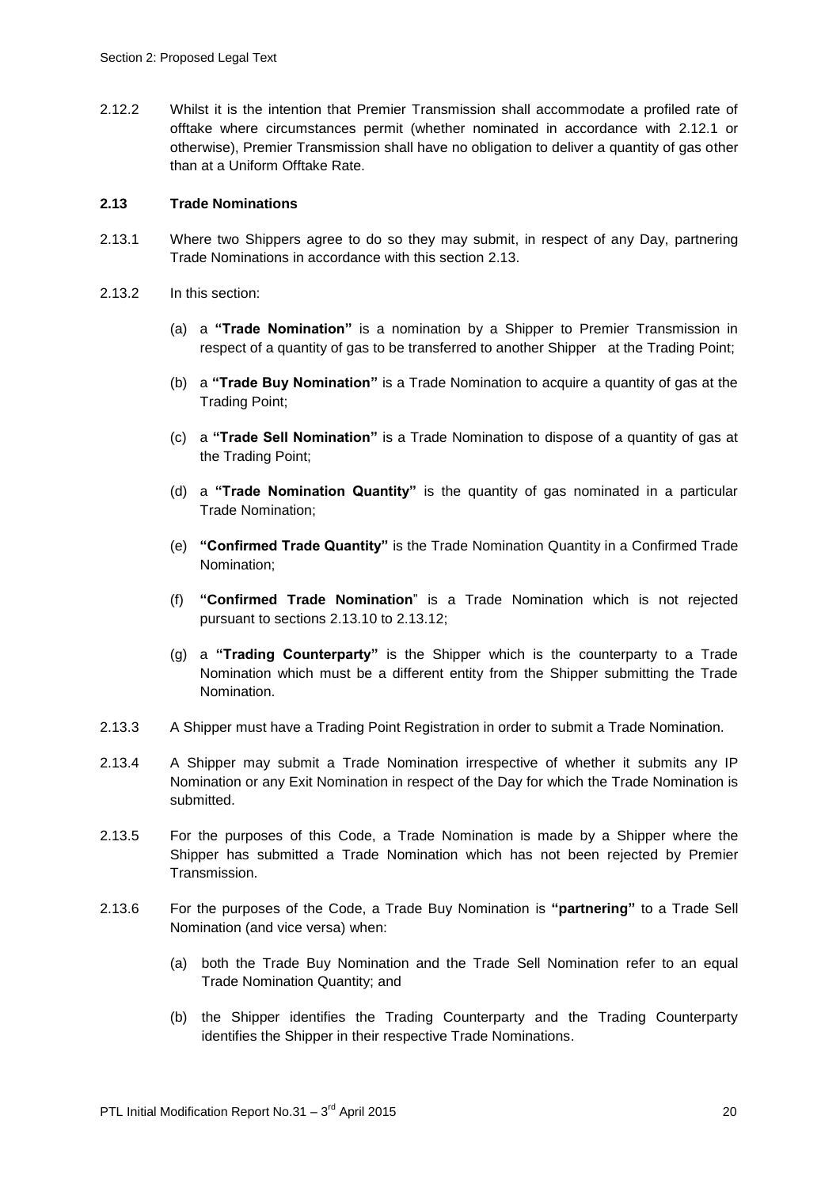2.12.2 Whilst it is the intention that Premier Transmission shall accommodate a profiled rate of offtake where circumstances permit (whether nominated in accordance with 2.12.1 or otherwise), Premier Transmission shall have no obligation to deliver a quantity of gas other than at a Uniform Offtake Rate.

**2.13 Trade Nominations**

2.13.1 Where two Shippers agree to do so they may submit, in respect of any Day, partnering Trade Nominations in accordance with this section 2.13.

2.13.2 In this section:

(a) a **"Trade Nomination"** is a nomination by a Shipper to Premier Transmission in respect of a quantity of gas to be transferred to another Shipper at the Trading Point;

(b) a **"Trade Buy Nomination"** is a Trade Nomination to acquire a quantity of gas at the Trading Point;

(c) a **"Trade Sell Nomination"** is a Trade Nomination to dispose of a quantity of gas at the Trading Point;

(d) a **"Trade Nomination Quantity"** is the quantity of gas nominated in a particular Trade Nomination;

(e) **"Confirmed Trade Quantity"** is the Trade Nomination Quantity in a Confirmed Trade Nomination;

(f) **"Confirmed Trade Nomination**" is a Trade Nomination which is not rejected pursuant to sections 2.13.10 to 2.13.12;

(g) a **"Trading Counterparty"** is the Shipper which is the counterparty to a Trade Nomination which must be a different entity from the Shipper submitting the Trade Nomination.

2.13.3 A Shipper must have a Trading Point Registration in order to submit a Trade Nomination.

2.13.4 A Shipper may submit a Trade Nomination irrespective of whether it submits any IP Nomination or any Exit Nomination in respect of the Day for which the Trade Nomination is submitted.

2.13.5 For the purposes of this Code, a Trade Nomination is made by a Shipper where the Shipper has submitted a Trade Nomination which has not been rejected by Premier Transmission.

2.13.6 For the purposes of the Code, a Trade Buy Nomination is **"partnering"** to a Trade Sell Nomination (and vice versa) when:

(a) both the Trade Buy Nomination and the Trade Sell Nomination refer to an equal Trade Nomination Quantity; and

(b) the Shipper identifies the Trading Counterparty and the Trading Counterparty identifies the Shipper in their respective Trade Nominations.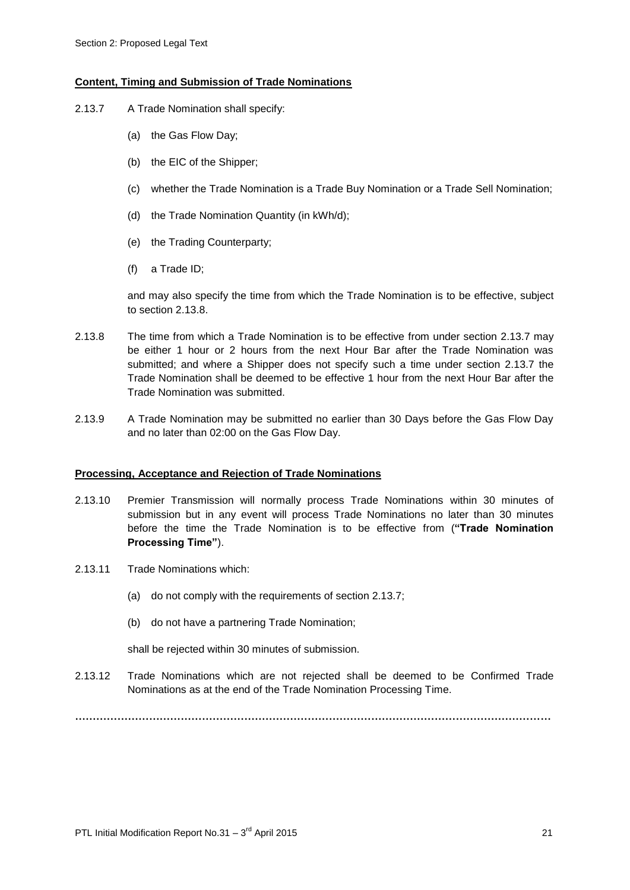**Content, Timing and Submission of Trade Nominations**

2.13.7 A Trade Nomination shall specify:

(a) the Gas Flow Day;

(b) the EIC of the Shipper;

(c) whether the Trade Nomination is a Trade Buy Nomination or a Trade Sell Nomination;

(d) the Trade Nomination Quantity (in kWh/d);

(e) the Trading Counterparty;

(f) a Trade ID;

and may also specify the time from which the Trade Nomination is to be effective, subject to section 2.13.8.

2.13.8 The time from which a Trade Nomination is to be effective from under section 2.13.7 may be either 1 hour or 2 hours from the next Hour Bar after the Trade Nomination was submitted; and where a Shipper does not specify such a time under section 2.13.7 the Trade Nomination shall be deemed to be effective 1 hour from the next Hour Bar after the Trade Nomination was submitted.

2.13.9 A Trade Nomination may be submitted no earlier than 30 Days before the Gas Flow Day and no later than 02:00 on the Gas Flow Day.

**Processing, Acceptance and Rejection of Trade Nominations**

2.13.10 Premier Transmission will normally process Trade Nominations within 30 minutes of submission but in any event will process Trade Nominations no later than 30 minutes before the time the Trade Nomination is to be effective from (**"Trade Nomination Processing Time"**).

2.13.11 Trade Nominations which:

(a) do not comply with the requirements of section 2.13.7;

(b) do not have a partnering Trade Nomination;

shall be rejected within 30 minutes of submission.

2.13.12 Trade Nominations which are not rejected shall be deemed to be Confirmed Trade Nominations as at the end of the Trade Nomination Processing Time.

………………………………………………………………………………………………………………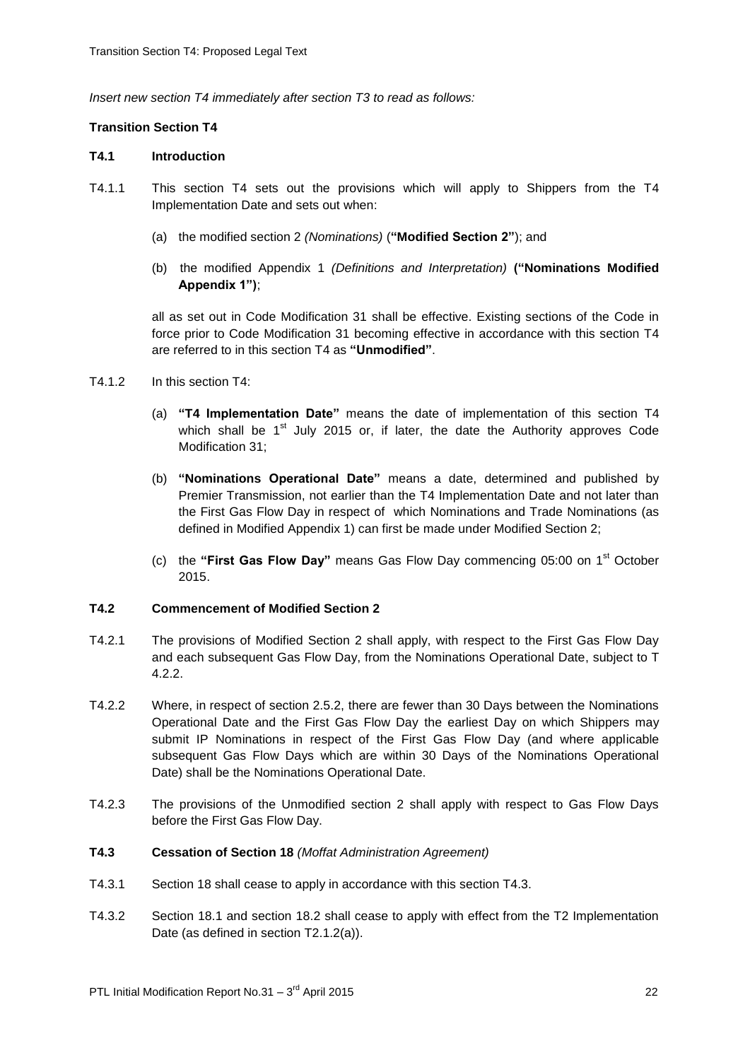*Insert new section T4 immediately after section T3 to read as follows:*

**Transition Section T4**

**T4.1 Introduction**

T4.1.1 This section T4 sets out the provisions which will apply to Shippers from the T4 Implementation Date and sets out when:

(a) the modified section 2 *(Nominations)* (**"Modified Section 2"**); and

(b) the modified Appendix 1 *(Definitions and Interpretation)* **("Nominations Modified Appendix 1")**;

all as set out in Code Modification 31 shall be effective. Existing sections of the Code in force prior to Code Modification 31 becoming effective in accordance with this section T4 are referred to in this section T4 as **"Unmodified"**.

T4.1.2 In this section T4:

(a) **"T4 Implementation Date"** means the date of implementation of this section T4 which shall be 1st July 2015 or, if later, the date the Authority approves Code Modification 31;

(b) **"Nominations Operational Date"** means a date, determined and published by Premier Transmission, not earlier than the T4 Implementation Date and not later than the First Gas Flow Day in respect of which Nominations and Trade Nominations (as defined in Modified Appendix 1) can first be made under Modified Section 2;

(c) the **"First Gas Flow Day"** means Gas Flow Day commencing 05:00 on 1st October 2015.

**T4.2 Commencement of Modified Section 2**

T4.2.1 The provisions of Modified Section 2 shall apply, with respect to the First Gas Flow Day and each subsequent Gas Flow Day, from the Nominations Operational Date, subject to T 4.2.2.

T4.2.2 Where, in respect of section 2.5.2, there are fewer than 30 Days between the Nominations Operational Date and the First Gas Flow Day the earliest Day on which Shippers may submit IP Nominations in respect of the First Gas Flow Day (and where applicable subsequent Gas Flow Days which are within 30 Days of the Nominations Operational Date) shall be the Nominations Operational Date.

T4.2.3 The provisions of the Unmodified section 2 shall apply with respect to Gas Flow Days before the First Gas Flow Day.

**T4.3 Cessation of Section 18** *(Moffat Administration Agreement)*

T4.3.1 Section 18 shall cease to apply in accordance with this section T4.3.

T4.3.2 Section 18.1 and section 18.2 shall cease to apply with effect from the T2 Implementation Date (as defined in section T2.1.2(a)).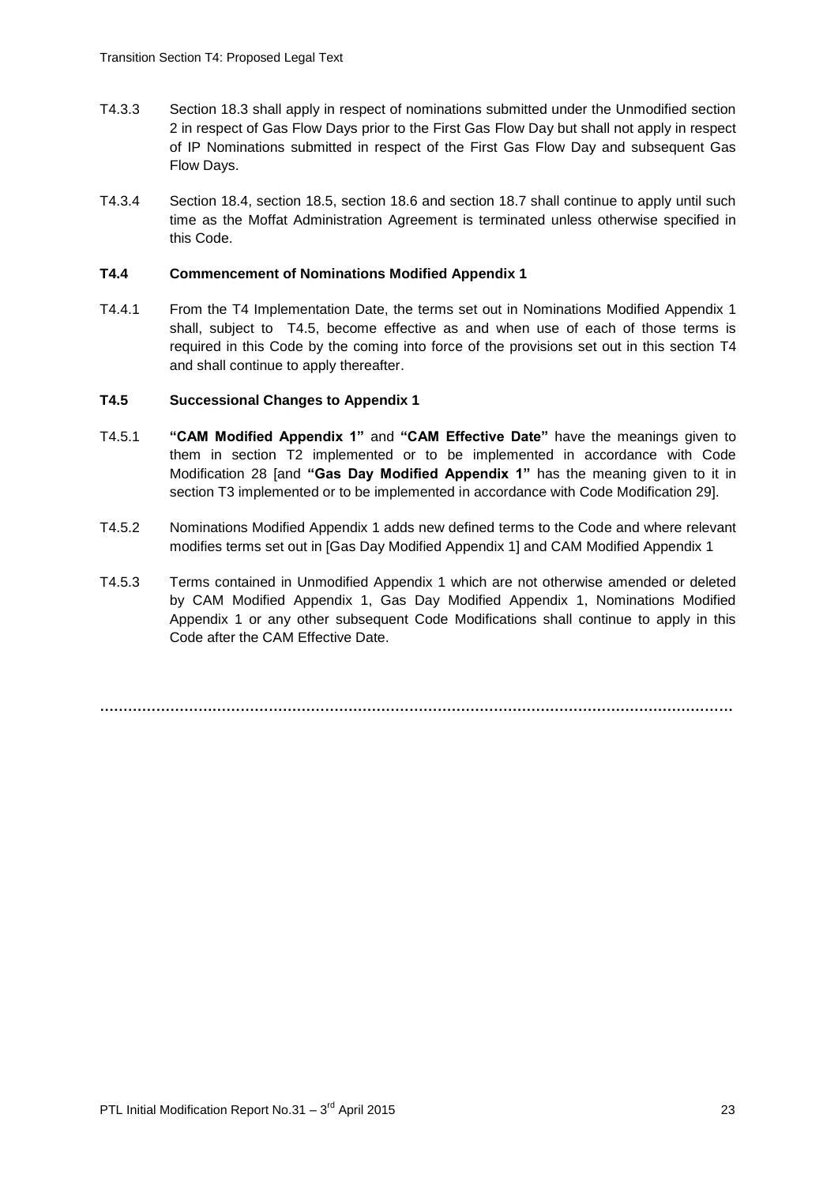T4.3.3 Section 18.3 shall apply in respect of nominations submitted under the Unmodified section 2 in respect of Gas Flow Days prior to the First Gas Flow Day but shall not apply in respect of IP Nominations submitted in respect of the First Gas Flow Day and subsequent Gas Flow Days.

T4.3.4 Section 18.4, section 18.5, section 18.6 and section 18.7 shall continue to apply until such time as the Moffat Administration Agreement is terminated unless otherwise specified in this Code.

**T4.4 Commencement of Nominations Modified Appendix 1**

T4.4.1 From the T4 Implementation Date, the terms set out in Nominations Modified Appendix 1 shall, subject to T4.5, become effective as and when use of each of those terms is required in this Code by the coming into force of the provisions set out in this section T4 and shall continue to apply thereafter.

**T4.5 Successional Changes to Appendix 1**

T4.5.1 **"CAM Modified Appendix 1"** and **"CAM Effective Date"** have the meanings given to them in section T2 implemented or to be implemented in accordance with Code Modification 28 [and **"Gas Day Modified Appendix 1"** has the meaning given to it in section T3 implemented or to be implemented in accordance with Code Modification 29].

T4.5.2 Nominations Modified Appendix 1 adds new defined terms to the Code and where relevant modifies terms set out in [Gas Day Modified Appendix 1] and CAM Modified Appendix 1

T4.5.3 Terms contained in Unmodified Appendix 1 which are not otherwise amended or deleted by CAM Modified Appendix 1, Gas Day Modified Appendix 1, Nominations Modified Appendix 1 or any other subsequent Code Modifications shall continue to apply in this Code after the CAM Effective Date.

……………………………………………………………………………………………………………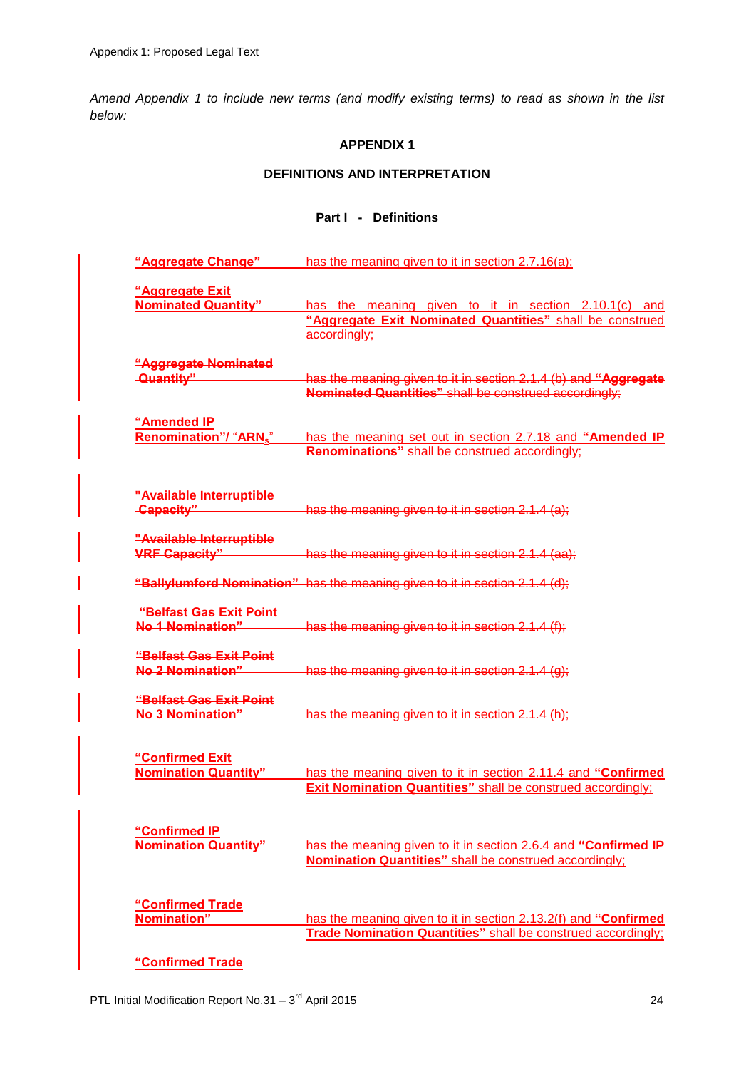Appendix 1: Proposed Legal Text

*Amend Appendix 1 to include new terms (and modify existing terms) to read as shown in the list below:*

**APPENDIX 1**

**DEFINITIONS AND INTERPRETATION**

**Part I - Definitions**

| | |
|---|---|
| **"Aggregate Change"** | has the meaning given to it in section 2.7.16(a); |
| **"Aggregate Exit Nominated Quantity"** | has the meaning given to it in section 2.10.1(c) and **"Aggregate Exit Nominated Quantities"** shall be construed accordingly; |
| ~~**"Aggregate Nominated Quantity"**~~ | ~~has the meaning given to it in section 2.1.4 (b) and **"Aggregate Nominated Quantities"** shall be construed accordingly;~~ |
| **"Amended IP Renomination"/ "$ARN_s$"** | has the meaning set out in section 2.7.18 and **"Amended IP Renominations"** shall be construed accordingly; |
| ~~**"Available Interruptible Capacity"**~~ | ~~has the meaning given to it in section 2.1.4 (a);~~ |
| ~~**"Available Interruptible VRF Capacity"**~~ | ~~has the meaning given to it in section 2.1.4 (aa);~~ |
| ~~**"Ballylumford Nomination"**~~ | ~~has the meaning given to it in section 2.1.4 (d);~~ |
| ~~**"Belfast Gas Exit Point No 1 Nomination"**~~ | ~~has the meaning given to it in section 2.1.4 (f);~~ |
| ~~**"Belfast Gas Exit Point No 2 Nomination"**~~ | ~~has the meaning given to it in section 2.1.4 (g);~~ |
| ~~**"Belfast Gas Exit Point No 3 Nomination"**~~ | ~~has the meaning given to it in section 2.1.4 (h);~~ |
| **"Confirmed Exit Nomination Quantity"** | has the meaning given to it in section 2.11.4 and **"Confirmed Exit Nomination Quantities"** shall be construed accordingly; |
| **"Confirmed IP Nomination Quantity"** | has the meaning given to it in section 2.6.4 and **"Confirmed IP Nomination Quantities"** shall be construed accordingly; |
| **"Confirmed Trade Nomination"** | has the meaning given to it in section 2.13.2(f) and **"Confirmed Trade Nomination Quantities"** shall be construed accordingly; |
| **"Confirmed Trade** | |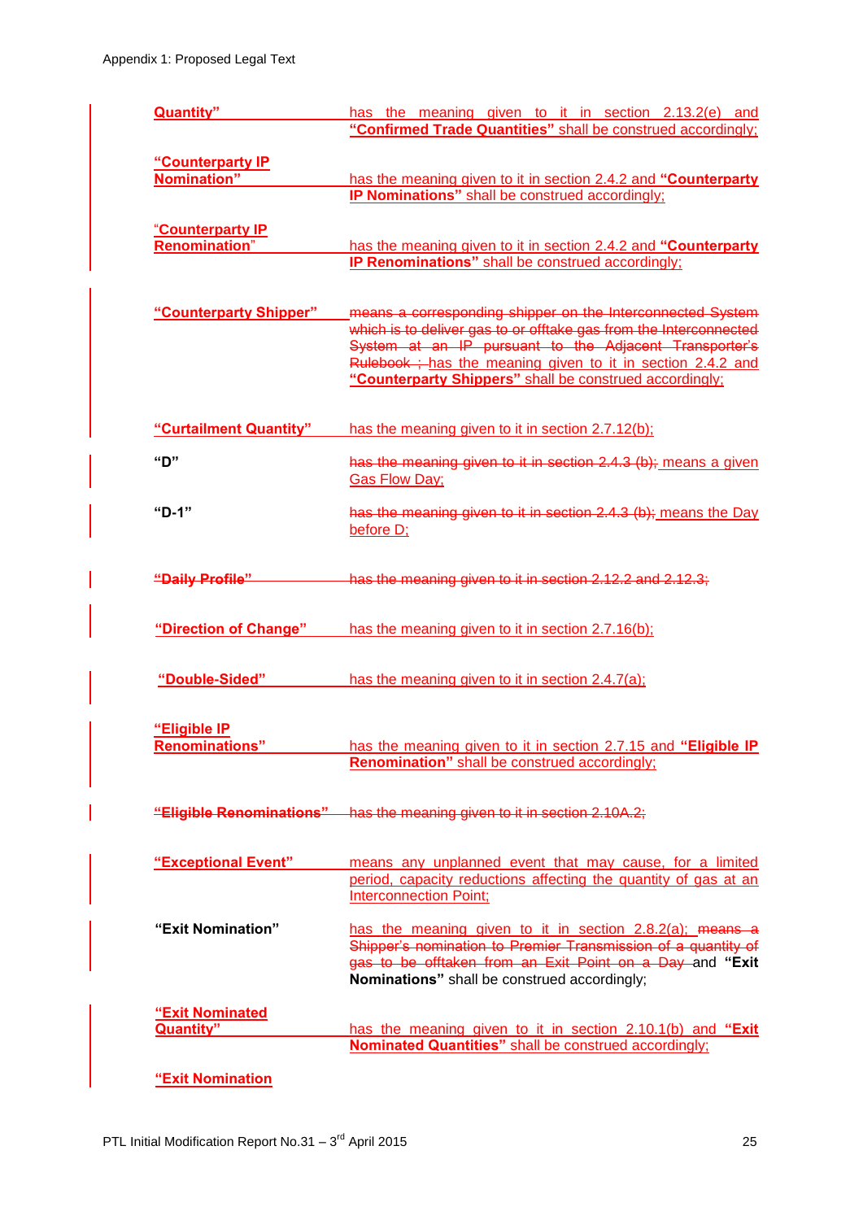| | |
|---|---|
| **Quantity"** | has the meaning given to it in section 2.13.2(e) and **"Confirmed Trade Quantities"** shall be construed accordingly; |
| **"Counterparty IP Nomination"** | has the meaning given to it in section 2.4.2 and **"Counterparty IP Nominations"** shall be construed accordingly; |
| **"Counterparty IP Renomination"** | has the meaning given to it in section 2.4.2 and **"Counterparty IP Renominations"** shall be construed accordingly; |
| **"Counterparty Shipper"** | ~~means a corresponding shipper on the Interconnected System which is to deliver gas to or offtake gas from the Interconnected System at an IP pursuant to the Adjacent Transporter's Rulebook ;~~ has the meaning given to it in section 2.4.2 and **"Counterparty Shippers"** shall be construed accordingly; |
| **"Curtailment Quantity"** | has the meaning given to it in section 2.7.12(b); |
| **"D"** | ~~has the meaning given to it in section 2.4.3 (b);~~ means a given Gas Flow Day; |
| **"D-1"** | ~~has the meaning given to it in section 2.4.3 (b);~~ means the Day before D; |
| ~~**"Daily Profile"**~~ | ~~has the meaning given to it in section 2.12.2 and 2.12.3;~~ |
| **"Direction of Change"** | has the meaning given to it in section 2.7.16(b); |
| **"Double-Sided"** | has the meaning given to it in section 2.4.7(a); |
| **"Eligible IP Renominations"** | has the meaning given to it in section 2.7.15 and **"Eligible IP Renomination"** shall be construed accordingly; |
| ~~**"Eligible Renominations"**~~ | ~~has the meaning given to it in section 2.10A.2;~~ |
| **"Exceptional Event"** | means any unplanned event that may cause, for a limited period, capacity reductions affecting the quantity of gas at an Interconnection Point; |
| **"Exit Nomination"** | has the meaning given to it in section 2.8.2(a); ~~means a Shipper's nomination to Premier Transmission of a quantity of gas to be offtaken from an Exit Point on a Day~~ and **"Exit Nominations"** shall be construed accordingly; |
| **"Exit Nominated Quantity"** | has the meaning given to it in section 2.10.1(b) and **"Exit Nominated Quantities"** shall be construed accordingly; |
| **"Exit Nomination** | |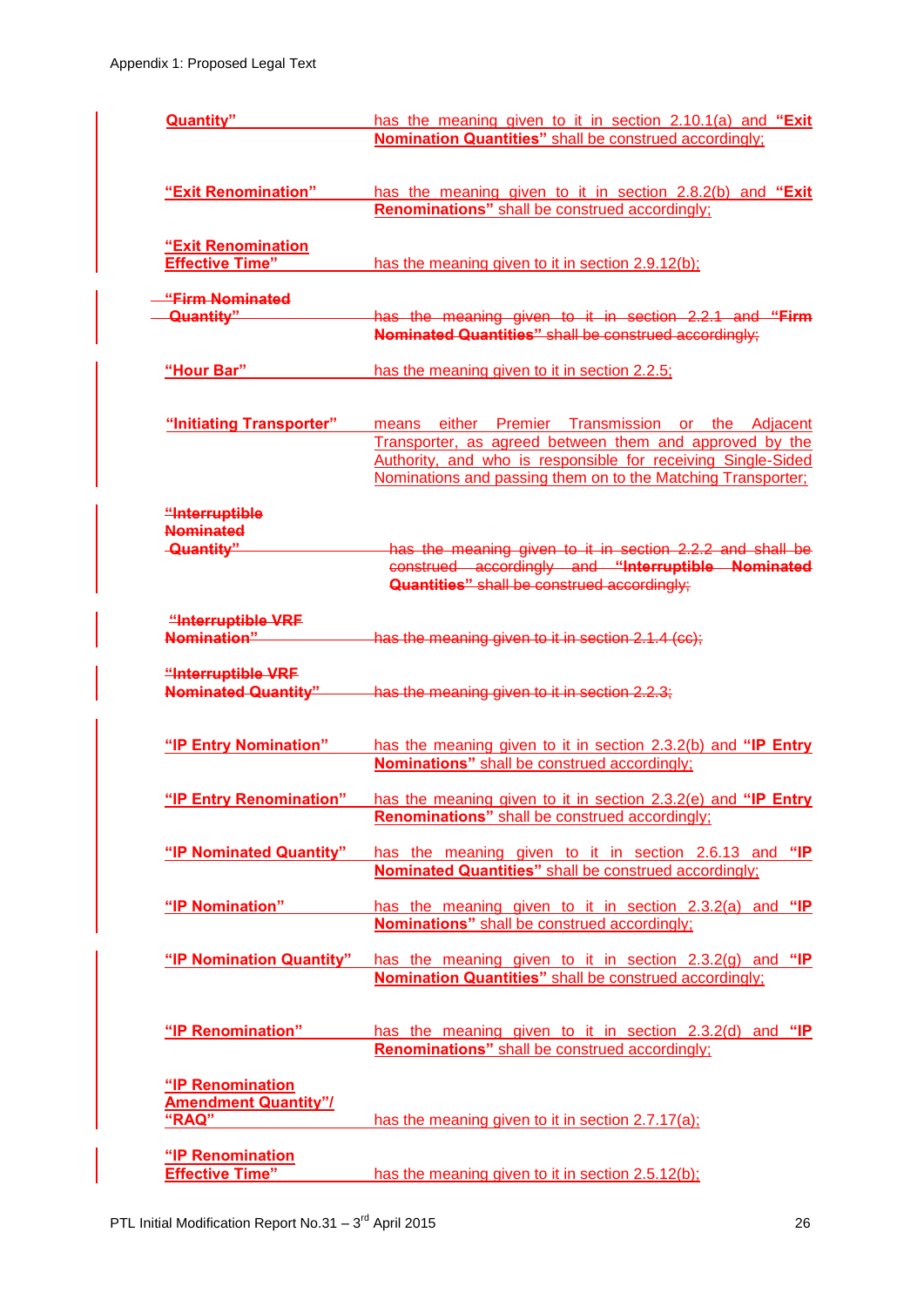| | |
|---|---|
| **Quantity"** | has the meaning given to it in section 2.10.1(a) and **"Exit Nomination Quantities"** shall be construed accordingly; |
| **"Exit Renomination"** | has the meaning given to it in section 2.8.2(b) and **"Exit Renominations"** shall be construed accordingly; |
| **"Exit Renomination Effective Time"** | has the meaning given to it in section 2.9.12(b); |
| ~~**"Firm Nominated Quantity"**~~ | ~~has the meaning given to it in section 2.2.1 and **"Firm Nominated Quantities"** shall be construed accordingly;~~ |
| **"Hour Bar"** | has the meaning given to it in section 2.2.5; |
| **"Initiating Transporter"** | means either Premier Transmission or the Adjacent Transporter, as agreed between them and approved by the Authority, and who is responsible for receiving Single-Sided Nominations and passing them on to the Matching Transporter; |
| ~~**"Interruptible Nominated Quantity"**~~ | ~~has the meaning given to it in section 2.2.2 and shall be construed accordingly and **"Interruptible Nominated Quantities"** shall be construed accordingly;~~ |
| ~~**"Interruptible VRF Nomination"**~~ | ~~has the meaning given to it in section 2.1.4 (cc);~~ |
| ~~**"Interruptible VRF Nominated Quantity"**~~ | ~~has the meaning given to it in section 2.2.3;~~ |
| **"IP Entry Nomination"** | has the meaning given to it in section 2.3.2(b) and **"IP Entry Nominations"** shall be construed accordingly; |
| **"IP Entry Renomination"** | has the meaning given to it in section 2.3.2(e) and **"IP Entry Renominations"** shall be construed accordingly; |
| **"IP Nominated Quantity"** | has the meaning given to it in section 2.6.13 and **"IP Nominated Quantities"** shall be construed accordingly; |
| **"IP Nomination"** | has the meaning given to it in section 2.3.2(a) and **"IP Nominations"** shall be construed accordingly; |
| **"IP Nomination Quantity"** | has the meaning given to it in section 2.3.2(g) and **"IP Nomination Quantities"** shall be construed accordingly; |
| **"IP Renomination"** | has the meaning given to it in section 2.3.2(d) and **"IP Renominations"** shall be construed accordingly; |
| **"IP Renomination Amendment Quantity"/ "RAQ"** | has the meaning given to it in section 2.7.17(a); |
| **"IP Renomination Effective Time"** | has the meaning given to it in section 2.5.12(b); |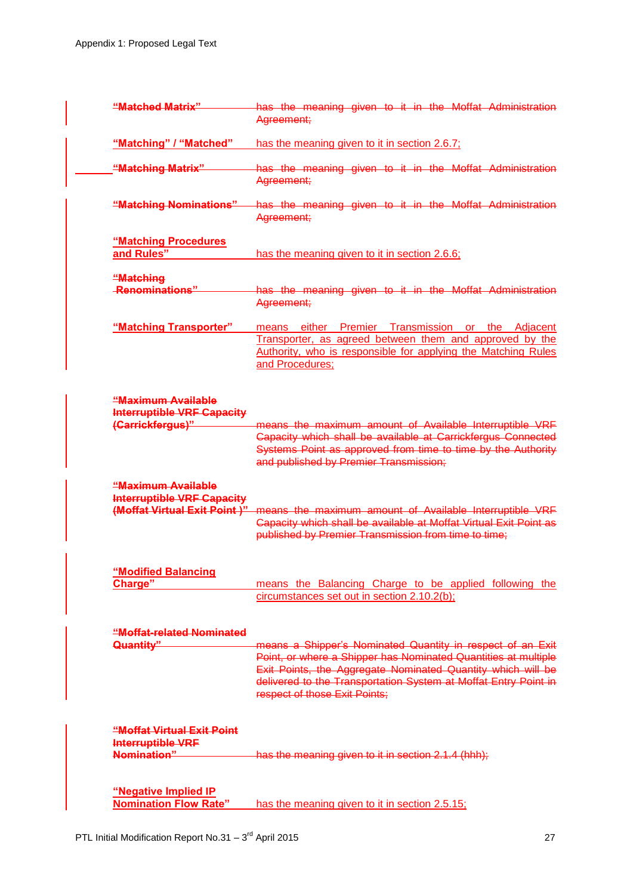| | |
|---|---|
| ~~**"Matched Matrix"**~~ | ~~has the meaning given to it in the Moffat Administration Agreement;~~ |
| **"Matching" / "Matched"** | has the meaning given to it in section 2.6.7; |
| ~~**"Matching Matrix"**~~ | ~~has the meaning given to it in the Moffat Administration Agreement;~~ |
| ~~**"Matching Nominations"**~~ | ~~has the meaning given to it in the Moffat Administration Agreement;~~ |
| **"Matching Procedures and Rules"** | has the meaning given to it in section 2.6.6; |
| ~~**"Matching Renominations"**~~ | ~~has the meaning given to it in the Moffat Administration Agreement;~~ |
| **"Matching Transporter"** | means either Premier Transmission or the Adjacent Transporter, as agreed between them and approved by the Authority, who is responsible for applying the Matching Rules and Procedures; |
| ~~**"Maximum Available Interruptible VRF Capacity (Carrickfergus)"**~~ | ~~means the maximum amount of Available Interruptible VRF Capacity which shall be available at Carrickfergus Connected Systems Point as approved from time to time by the Authority and published by Premier Transmission;~~ |
| ~~**"Maximum Available Interruptible VRF Capacity (Moffat Virtual Exit Point )"**~~ | ~~means the maximum amount of Available Interruptible VRF Capacity which shall be available at Moffat Virtual Exit Point as published by Premier Transmission from time to time;~~ |
| **"Modified Balancing Charge"** | means the Balancing Charge to be applied following the circumstances set out in section 2.10.2(b); |
| ~~**"Moffat-related Nominated Quantity"**~~ | ~~means a Shipper's Nominated Quantity in respect of an Exit Point, or where a Shipper has Nominated Quantities at multiple Exit Points, the Aggregate Nominated Quantity which will be delivered to the Transportation System at Moffat Entry Point in respect of those Exit Points;~~ |
| ~~**"Moffat Virtual Exit Point Interruptible VRF Nomination"**~~ | ~~has the meaning given to it in section 2.1.4 (hhh);~~ |
| **"Negative Implied IP Nomination Flow Rate"** | has the meaning given to it in section 2.5.15; |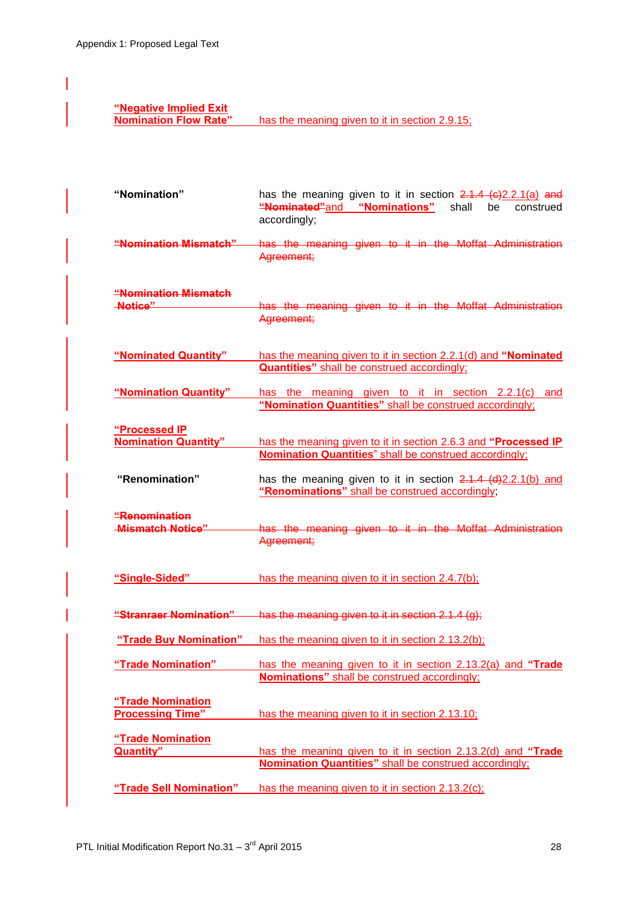| | |
|---|---|
| **"Negative Implied Exit Nomination Flow Rate"** | has the meaning given to it in section 2.9.15; |
| **"Nomination"** | has the meaning given to it in section ~~2.1.4 (c)~~2.2.1(a) ~~and~~ ~~**"Nominated"**~~and **"Nominations"** shall be construed accordingly; |
| ~~**"Nomination Mismatch"**~~ | ~~has the meaning given to it in the Moffat Administration Agreement;~~ |
| ~~**"Nomination Mismatch Notice"**~~ | ~~has the meaning given to it in the Moffat Administration Agreement;~~ |
| **"Nominated Quantity"** | has the meaning given to it in section 2.2.1(d) and **"Nominated Quantities"** shall be construed accordingly; |
| **"Nomination Quantity"** | has the meaning given to it in section 2.2.1(c) and **"Nomination Quantities"** shall be construed accordingly; |
| **"Processed IP Nomination Quantity"** | has the meaning given to it in section 2.6.3 and **"Processed IP Nomination Quantities"** shall be construed accordingly; |
| **"Renomination"** | has the meaning given to it in section ~~2.1.4 (d)~~2.2.1(b) and **"Renominations"** shall be construed accordingly; |
| ~~**"Renomination Mismatch Notice"**~~ | ~~has the meaning given to it in the Moffat Administration Agreement;~~ |
| **"Single-Sided"** | has the meaning given to it in section 2.4.7(b); |
| ~~**"Stranraer Nomination"**~~ | ~~has the meaning given to it in section 2.1.4 (g);~~ |
| **"Trade Buy Nomination"** | has the meaning given to it in section 2.13.2(b); |
| **"Trade Nomination"** | has the meaning given to it in section 2.13.2(a) and **"Trade Nominations"** shall be construed accordingly; |
| **"Trade Nomination Processing Time"** | has the meaning given to it in section 2.13.10; |
| **"Trade Nomination Quantity"** | has the meaning given to it in section 2.13.2(d) and **"Trade Nomination Quantities"** shall be construed accordingly; |
| **"Trade Sell Nomination"** | has the meaning given to it in section 2.13.2(c); |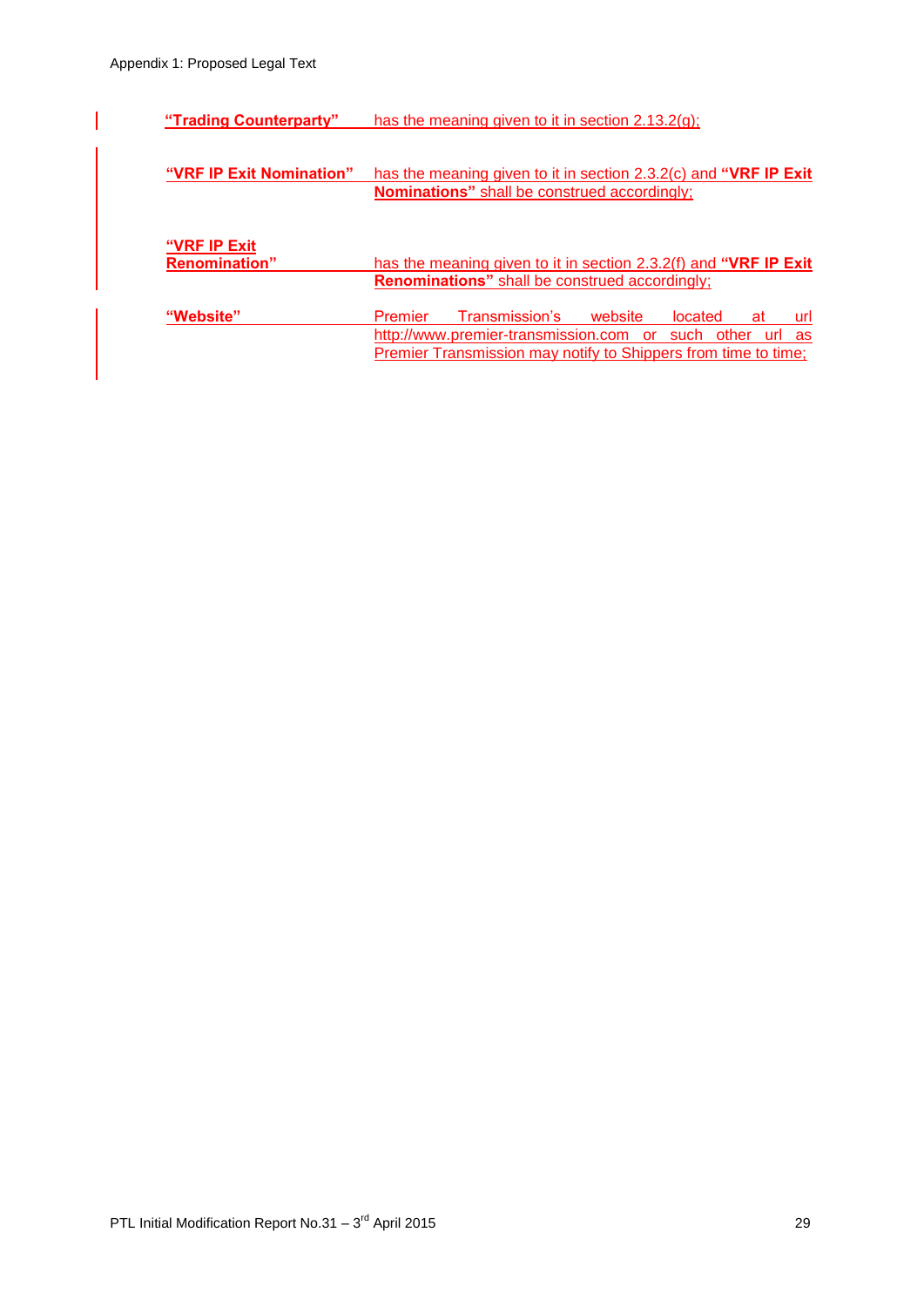Appendix 1: Proposed Legal Text

| | |
|---|---|
| **"Trading Counterparty"** | has the meaning given to it in section 2.13.2(g); |
| **"VRF IP Exit Nomination"** | has the meaning given to it in section 2.3.2(c) and **"VRF IP Exit Nominations"** shall be construed accordingly; |
| **"VRF IP Exit Renomination"** | has the meaning given to it in section 2.3.2(f) and **"VRF IP Exit Renominations"** shall be construed accordingly; |
| **"Website"** | Premier Transmission's website located at url http://www.premier-transmission.com or such other url as Premier Transmission may notify to Shippers from time to time; |